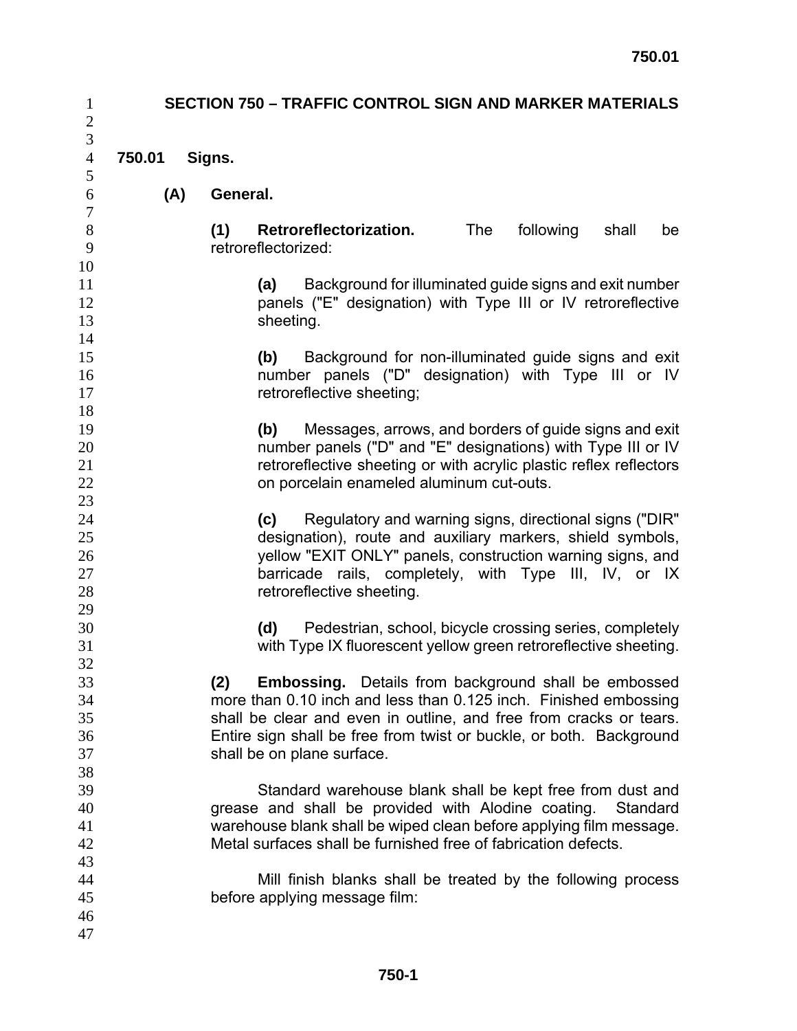# SECTION 750 – TRAFFIC CONTROL SIGN AND MARKER MATERIALS

## 750.01 Signs.

### (A) General.

**(1) Retroreflectorization.** The following shall be retroreflectorized:

**(a)** Background for illuminated guide signs and exit number panels ("E" designation) with Type III or IV retroreflective sheeting.

**(b)** Background for non-illuminated guide signs and exit number panels ("D" designation) with Type III or IV retroreflective sheeting;

**(b)** Messages, arrows, and borders of guide signs and exit number panels ("D" and "E" designations) with Type III or IV retroreflective sheeting or with acrylic plastic reflex reflectors on porcelain enameled aluminum cut-outs.

**(c)** Regulatory and warning signs, directional signs ("DIR" designation), route and auxiliary markers, shield symbols, yellow "EXIT ONLY" panels, construction warning signs, and barricade rails, completely, with Type III, IV, or IX retroreflective sheeting.

**(d)** Pedestrian, school, bicycle crossing series, completely with Type IX fluorescent yellow green retroreflective sheeting.

**(2) Embossing.** Details from background shall be embossed more than 0.10 inch and less than 0.125 inch. Finished embossing shall be clear and even in outline, and free from cracks or tears. Entire sign shall be free from twist or buckle, or both. Background shall be on plane surface.

Standard warehouse blank shall be kept free from dust and grease and shall be provided with Alodine coating. Standard warehouse blank shall be wiped clean before applying film message. Metal surfaces shall be furnished free of fabrication defects.

Mill finish blanks shall be treated by the following process before applying message film: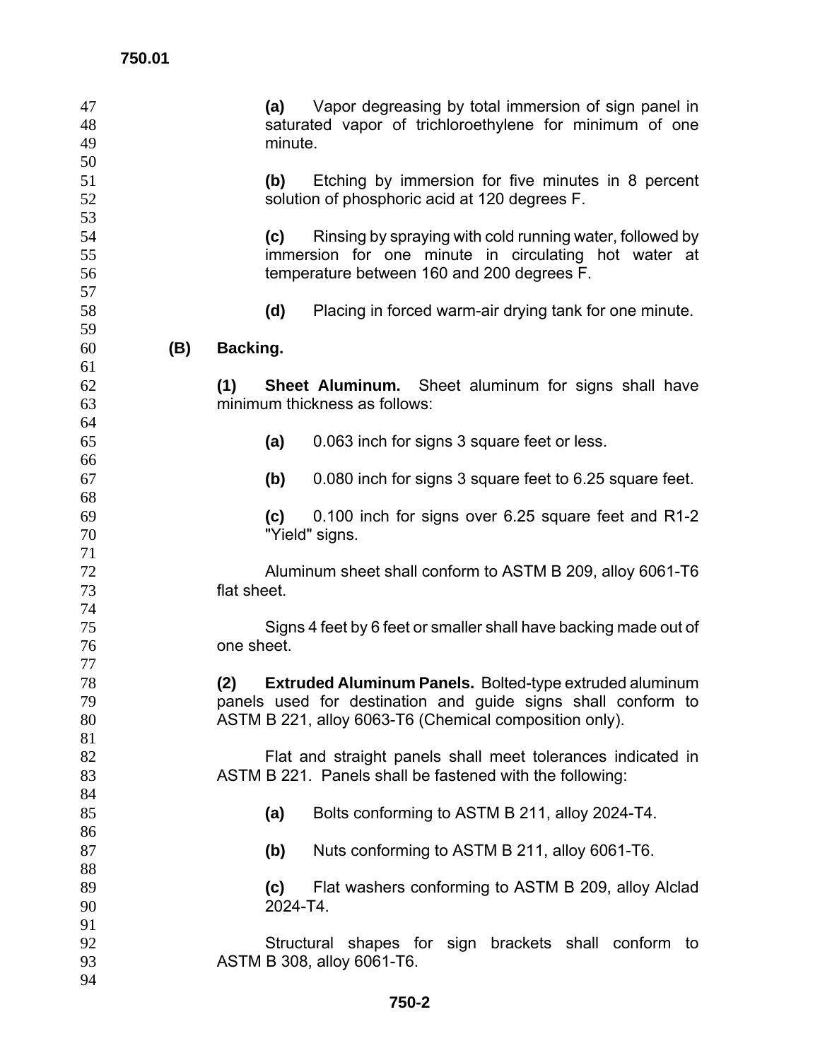**(a)** Vapor degreasing by total immersion of sign panel in saturated vapor of trichloroethylene for minimum of one minute.

**(b)** Etching by immersion for five minutes in 8 percent solution of phosphoric acid at 120 degrees F.

**(c)** Rinsing by spraying with cold running water, followed by immersion for one minute in circulating hot water at temperature between 160 and 200 degrees F.

**(d)** Placing in forced warm-air drying tank for one minute.

**(B) Backing.**

**(1) Sheet Aluminum.** Sheet aluminum for signs shall have minimum thickness as follows:

**(a)** 0.063 inch for signs 3 square feet or less.

**(b)** 0.080 inch for signs 3 square feet to 6.25 square feet.

**(c)** 0.100 inch for signs over 6.25 square feet and R1-2 "Yield" signs.

Aluminum sheet shall conform to ASTM B 209, alloy 6061-T6 flat sheet.

Signs 4 feet by 6 feet or smaller shall have backing made out of one sheet.

**(2) Extruded Aluminum Panels.** Bolted-type extruded aluminum panels used for destination and guide signs shall conform to ASTM B 221, alloy 6063-T6 (Chemical composition only).

Flat and straight panels shall meet tolerances indicated in ASTM B 221. Panels shall be fastened with the following:

**(a)** Bolts conforming to ASTM B 211, alloy 2024-T4.

**(b)** Nuts conforming to ASTM B 211, alloy 6061-T6.

**(c)** Flat washers conforming to ASTM B 209, alloy Alclad 2024-T4.

Structural shapes for sign brackets shall conform to ASTM B 308, alloy 6061-T6.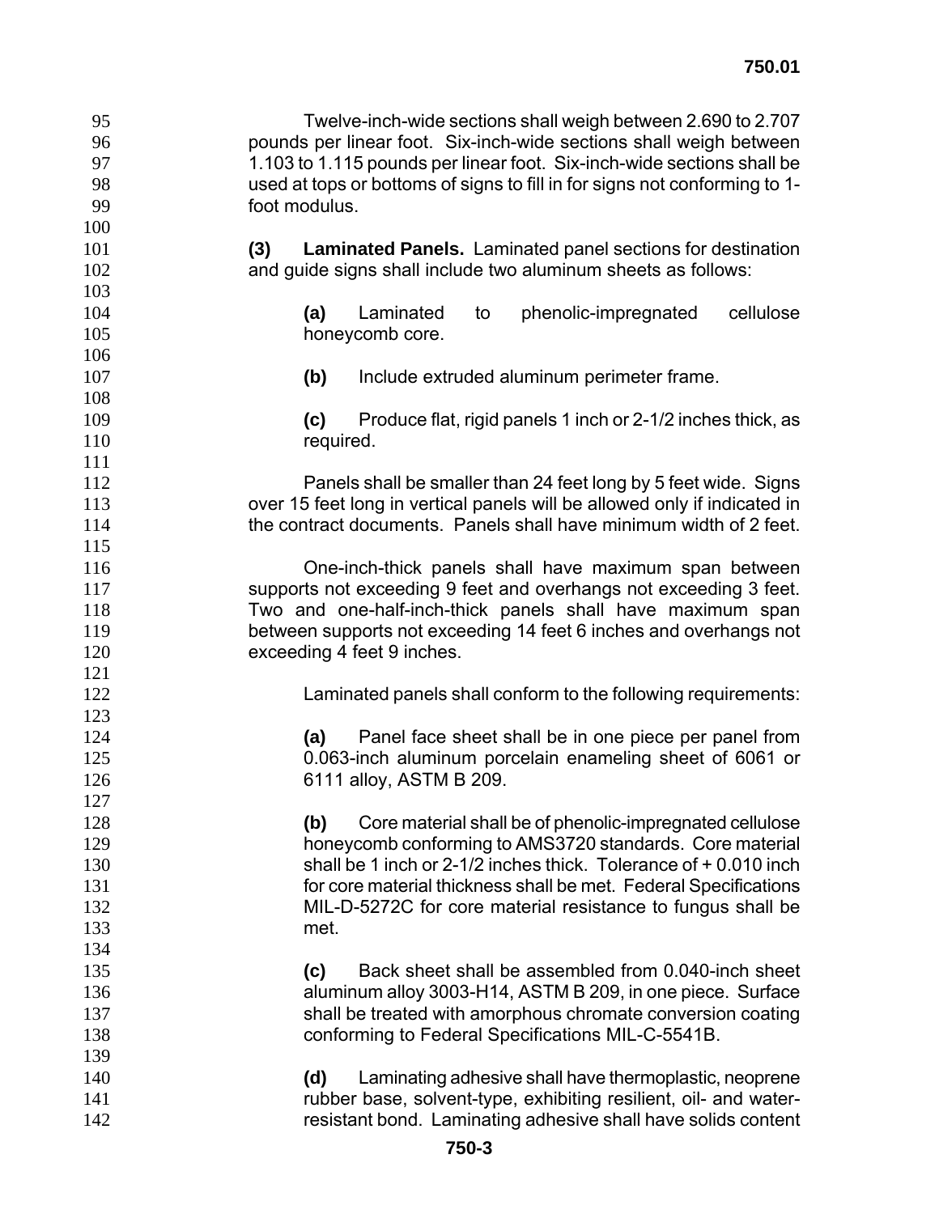Twelve-inch-wide sections shall weigh between 2.690 to 2.707 pounds per linear foot. Six-inch-wide sections shall weigh between 1.103 to 1.115 pounds per linear foot. Six-inch-wide sections shall be used at tops or bottoms of signs to fill in for signs not conforming to 1-foot modulus.

**(3) Laminated Panels.** Laminated panel sections for destination and guide signs shall include two aluminum sheets as follows:

**(a)** Laminated to phenolic-impregnated cellulose honeycomb core.

**(b)** Include extruded aluminum perimeter frame.

**(c)** Produce flat, rigid panels 1 inch or 2-1/2 inches thick, as required.

Panels shall be smaller than 24 feet long by 5 feet wide. Signs over 15 feet long in vertical panels will be allowed only if indicated in the contract documents. Panels shall have minimum width of 2 feet.

One-inch-thick panels shall have maximum span between supports not exceeding 9 feet and overhangs not exceeding 3 feet. Two and one-half-inch-thick panels shall have maximum span between supports not exceeding 14 feet 6 inches and overhangs not exceeding 4 feet 9 inches.

Laminated panels shall conform to the following requirements:

**(a)** Panel face sheet shall be in one piece per panel from 0.063-inch aluminum porcelain enameling sheet of 6061 or 6111 alloy, ASTM B 209.

**(b)** Core material shall be of phenolic-impregnated cellulose honeycomb conforming to AMS3720 standards. Core material shall be 1 inch or 2-1/2 inches thick. Tolerance of + 0.010 inch for core material thickness shall be met. Federal Specifications MIL-D-5272C for core material resistance to fungus shall be met.

**(c)** Back sheet shall be assembled from 0.040-inch sheet aluminum alloy 3003-H14, ASTM B 209, in one piece. Surface shall be treated with amorphous chromate conversion coating conforming to Federal Specifications MIL-C-5541B.

**(d)** Laminating adhesive shall have thermoplastic, neoprene rubber base, solvent-type, exhibiting resilient, oil- and water-resistant bond. Laminating adhesive shall have solids content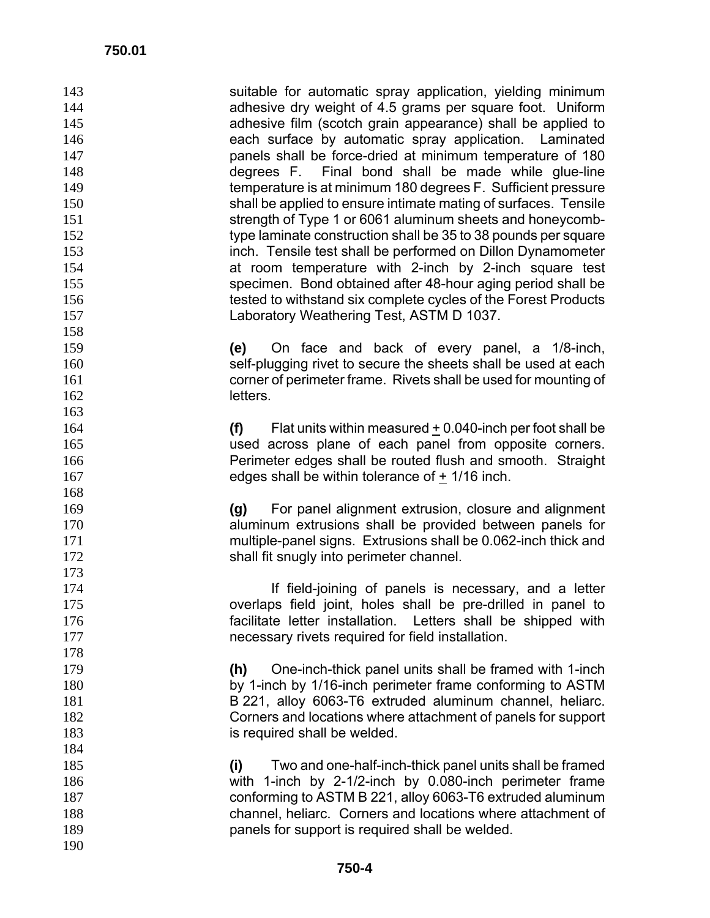suitable for automatic spray application, yielding minimum adhesive dry weight of 4.5 grams per square foot. Uniform adhesive film (scotch grain appearance) shall be applied to each surface by automatic spray application. Laminated panels shall be force-dried at minimum temperature of 180 degrees F. Final bond shall be made while glue-line temperature is at minimum 180 degrees F. Sufficient pressure shall be applied to ensure intimate mating of surfaces. Tensile strength of Type 1 or 6061 aluminum sheets and honeycomb-type laminate construction shall be 35 to 38 pounds per square inch. Tensile test shall be performed on Dillon Dynamometer at room temperature with 2-inch by 2-inch square test specimen. Bond obtained after 48-hour aging period shall be tested to withstand six complete cycles of the Forest Products Laboratory Weathering Test, ASTM D 1037.

**(e)** On face and back of every panel, a 1/8-inch, self-plugging rivet to secure the sheets shall be used at each corner of perimeter frame. Rivets shall be used for mounting of letters.

**(f)** Flat units within measured ± 0.040-inch per foot shall be used across plane of each panel from opposite corners. Perimeter edges shall be routed flush and smooth. Straight edges shall be within tolerance of ± 1/16 inch.

**(g)** For panel alignment extrusion, closure and alignment aluminum extrusions shall be provided between panels for multiple-panel signs. Extrusions shall be 0.062-inch thick and shall fit snugly into perimeter channel.

If field-joining of panels is necessary, and a letter overlaps field joint, holes shall be pre-drilled in panel to facilitate letter installation. Letters shall be shipped with necessary rivets required for field installation.

**(h)** One-inch-thick panel units shall be framed with 1-inch by 1-inch by 1/16-inch perimeter frame conforming to ASTM B 221, alloy 6063-T6 extruded aluminum channel, heliarc. Corners and locations where attachment of panels for support is required shall be welded.

**(i)** Two and one-half-inch-thick panel units shall be framed with 1-inch by 2-1/2-inch by 0.080-inch perimeter frame conforming to ASTM B 221, alloy 6063-T6 extruded aluminum channel, heliarc. Corners and locations where attachment of panels for support is required shall be welded.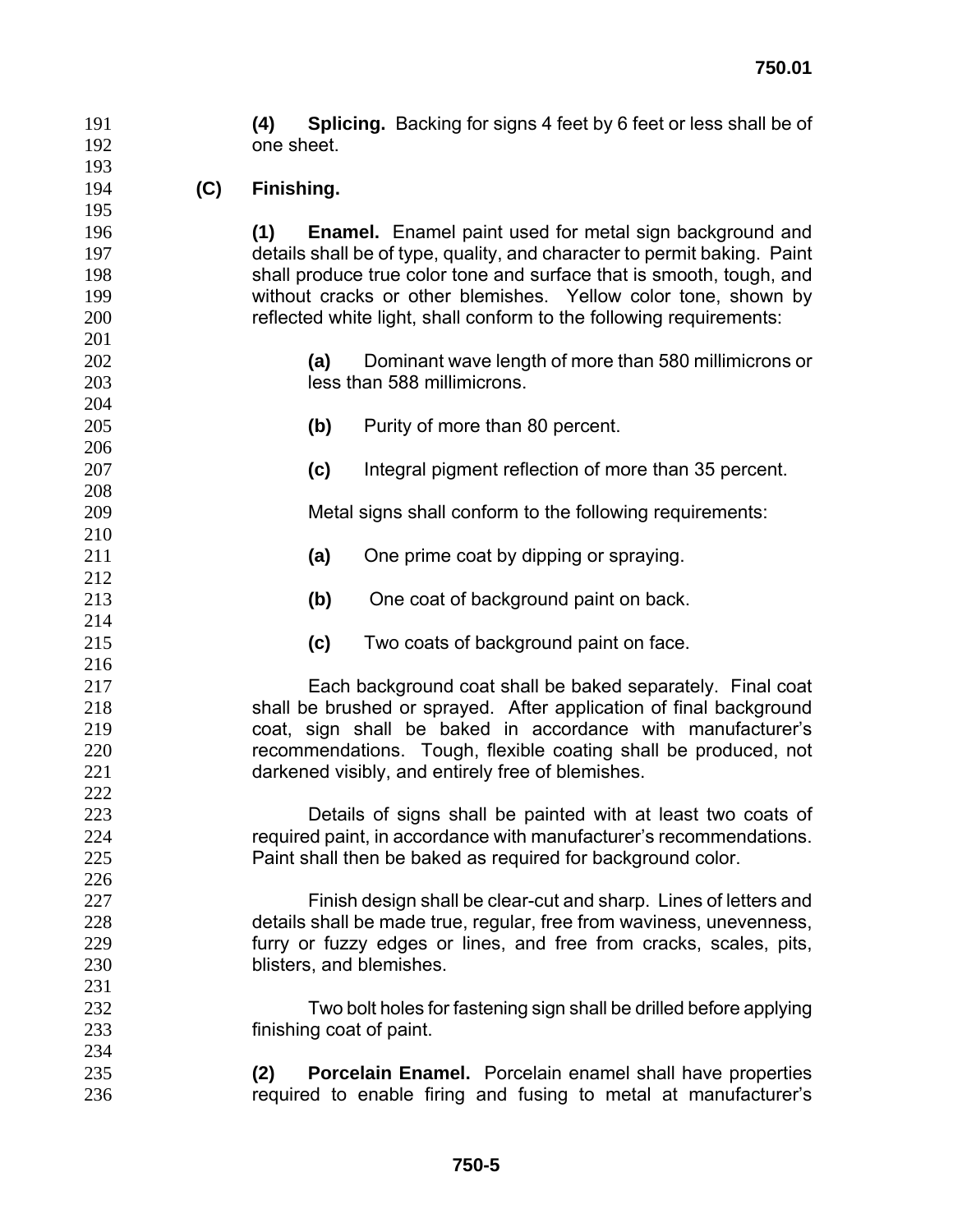**(4) Splicing.** Backing for signs 4 feet by 6 feet or less shall be of one sheet.

**(C) Finishing.**

**(1) Enamel.** Enamel paint used for metal sign background and details shall be of type, quality, and character to permit baking. Paint shall produce true color tone and surface that is smooth, tough, and without cracks or other blemishes. Yellow color tone, shown by reflected white light, shall conform to the following requirements:

**(a)** Dominant wave length of more than 580 millimicrons or less than 588 millimicrons.

**(b)** Purity of more than 80 percent.

**(c)** Integral pigment reflection of more than 35 percent.

Metal signs shall conform to the following requirements:

**(a)** One prime coat by dipping or spraying.

**(b)** One coat of background paint on back.

**(c)** Two coats of background paint on face.

Each background coat shall be baked separately. Final coat shall be brushed or sprayed. After application of final background coat, sign shall be baked in accordance with manufacturer's recommendations. Tough, flexible coating shall be produced, not darkened visibly, and entirely free of blemishes.

Details of signs shall be painted with at least two coats of required paint, in accordance with manufacturer's recommendations. Paint shall then be baked as required for background color.

Finish design shall be clear-cut and sharp. Lines of letters and details shall be made true, regular, free from waviness, unevenness, furry or fuzzy edges or lines, and free from cracks, scales, pits, blisters, and blemishes.

Two bolt holes for fastening sign shall be drilled before applying finishing coat of paint.

**(2) Porcelain Enamel.** Porcelain enamel shall have properties required to enable firing and fusing to metal at manufacturer's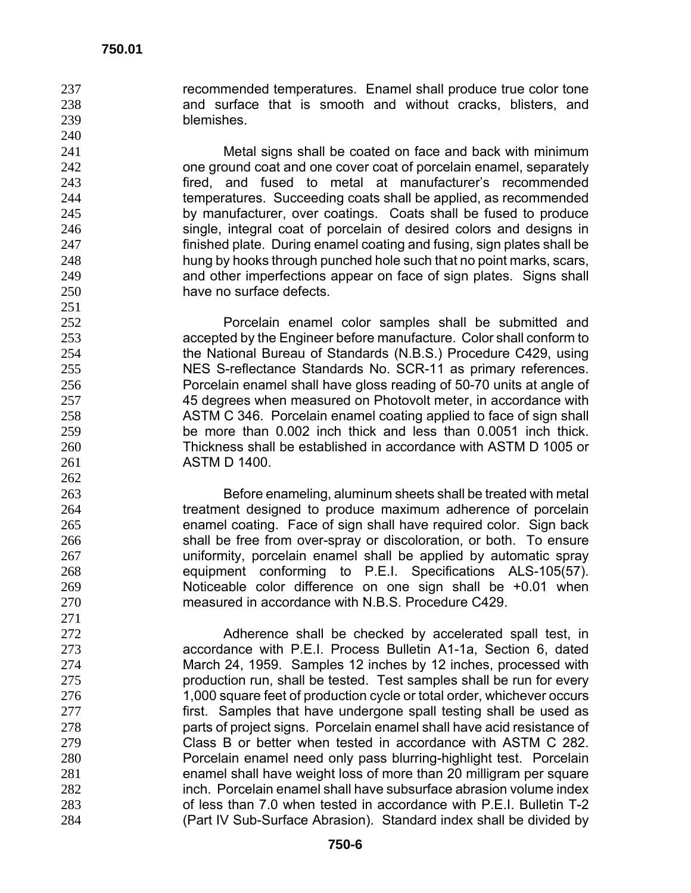recommended temperatures. Enamel shall produce true color tone and surface that is smooth and without cracks, blisters, and blemishes.

Metal signs shall be coated on face and back with minimum one ground coat and one cover coat of porcelain enamel, separately fired, and fused to metal at manufacturer's recommended temperatures. Succeeding coats shall be applied, as recommended by manufacturer, over coatings. Coats shall be fused to produce single, integral coat of porcelain of desired colors and designs in finished plate. During enamel coating and fusing, sign plates shall be hung by hooks through punched hole such that no point marks, scars, and other imperfections appear on face of sign plates. Signs shall have no surface defects.

Porcelain enamel color samples shall be submitted and accepted by the Engineer before manufacture. Color shall conform to the National Bureau of Standards (N.B.S.) Procedure C429, using NES S-reflectance Standards No. SCR-11 as primary references. Porcelain enamel shall have gloss reading of 50-70 units at angle of 45 degrees when measured on Photovolt meter, in accordance with ASTM C 346. Porcelain enamel coating applied to face of sign shall be more than 0.002 inch thick and less than 0.0051 inch thick. Thickness shall be established in accordance with ASTM D 1005 or ASTM D 1400.

Before enameling, aluminum sheets shall be treated with metal treatment designed to produce maximum adherence of porcelain enamel coating. Face of sign shall have required color. Sign back shall be free from over-spray or discoloration, or both. To ensure uniformity, porcelain enamel shall be applied by automatic spray equipment conforming to P.E.I. Specifications ALS-105(57). Noticeable color difference on one sign shall be +0.01 when measured in accordance with N.B.S. Procedure C429.

Adherence shall be checked by accelerated spall test, in accordance with P.E.I. Process Bulletin A1-1a, Section 6, dated March 24, 1959. Samples 12 inches by 12 inches, processed with production run, shall be tested. Test samples shall be run for every 1,000 square feet of production cycle or total order, whichever occurs first. Samples that have undergone spall testing shall be used as parts of project signs. Porcelain enamel shall have acid resistance of Class B or better when tested in accordance with ASTM C 282. Porcelain enamel need only pass blurring-highlight test. Porcelain enamel shall have weight loss of more than 20 milligram per square inch. Porcelain enamel shall have subsurface abrasion volume index of less than 7.0 when tested in accordance with P.E.I. Bulletin T-2 (Part IV Sub-Surface Abrasion). Standard index shall be divided by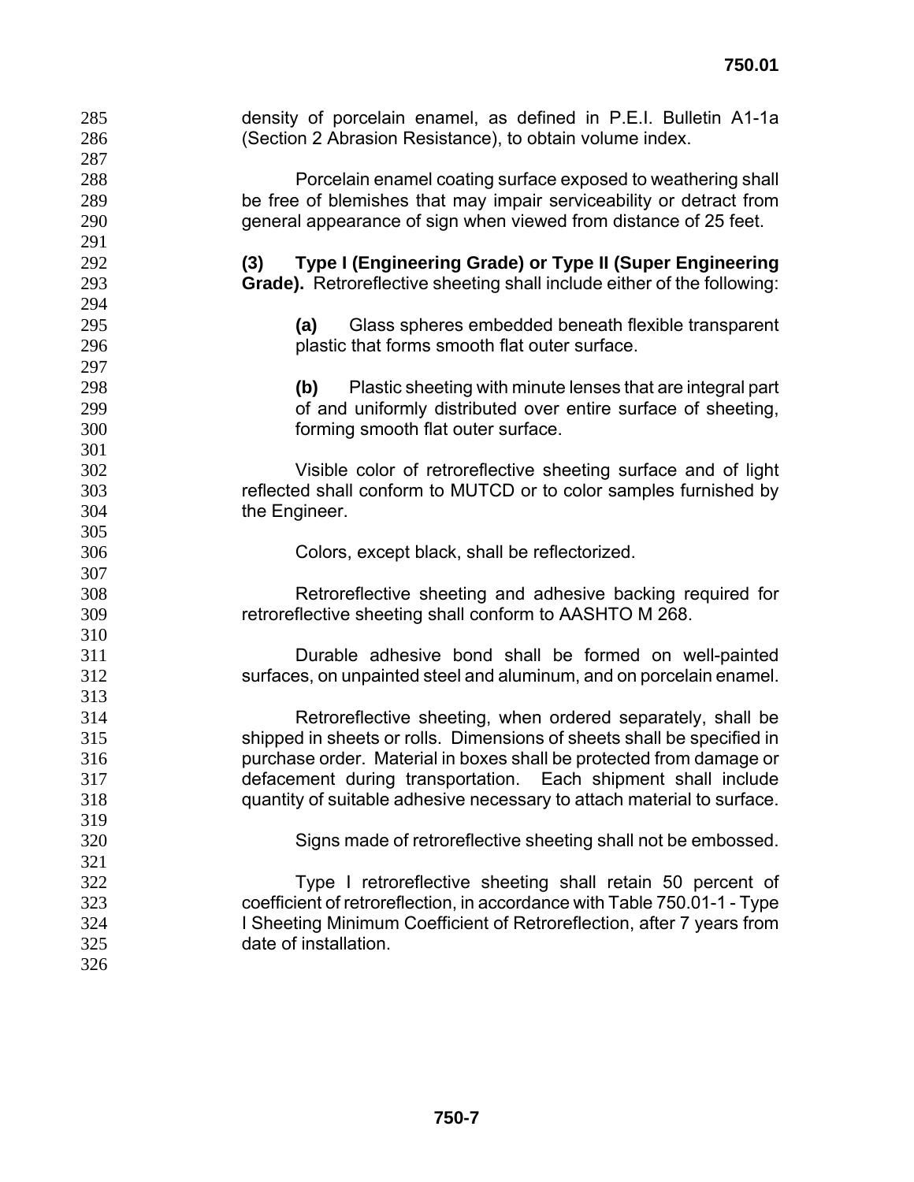density of porcelain enamel, as defined in P.E.I. Bulletin A1-1a (Section 2 Abrasion Resistance), to obtain volume index.

Porcelain enamel coating surface exposed to weathering shall be free of blemishes that may impair serviceability or detract from general appearance of sign when viewed from distance of 25 feet.

**(3) Type I (Engineering Grade) or Type II (Super Engineering Grade).** Retroreflective sheeting shall include either of the following:

**(a)** Glass spheres embedded beneath flexible transparent plastic that forms smooth flat outer surface.

**(b)** Plastic sheeting with minute lenses that are integral part of and uniformly distributed over entire surface of sheeting, forming smooth flat outer surface.

Visible color of retroreflective sheeting surface and of light reflected shall conform to MUTCD or to color samples furnished by the Engineer.

Colors, except black, shall be reflectorized.

Retroreflective sheeting and adhesive backing required for retroreflective sheeting shall conform to AASHTO M 268.

Durable adhesive bond shall be formed on well-painted surfaces, on unpainted steel and aluminum, and on porcelain enamel.

Retroreflective sheeting, when ordered separately, shall be shipped in sheets or rolls. Dimensions of sheets shall be specified in purchase order. Material in boxes shall be protected from damage or defacement during transportation. Each shipment shall include quantity of suitable adhesive necessary to attach material to surface.

Signs made of retroreflective sheeting shall not be embossed.

Type I retroreflective sheeting shall retain 50 percent of coefficient of retroreflection, in accordance with Table 750.01-1 - Type I Sheeting Minimum Coefficient of Retroreflection, after 7 years from date of installation.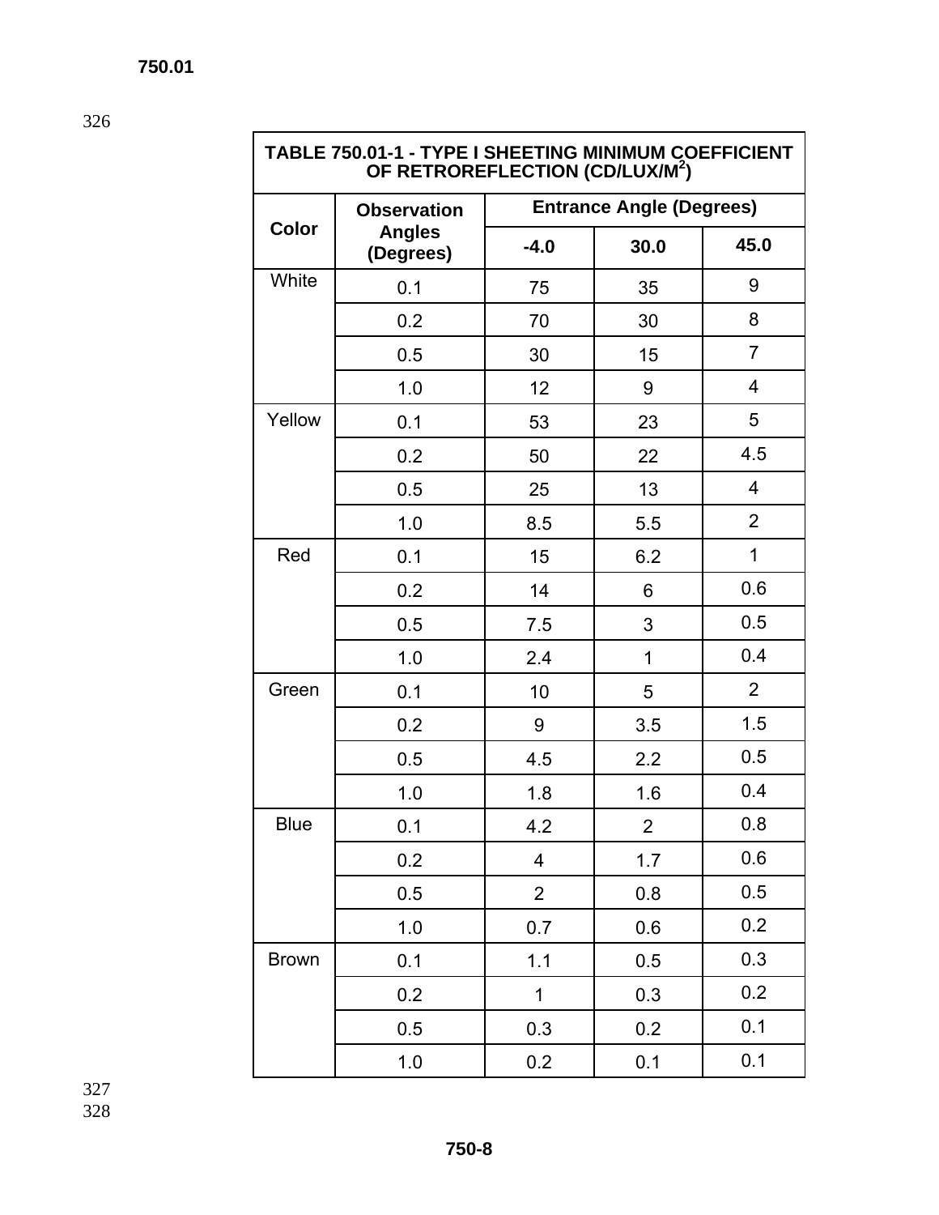| TABLE 750.01-1 - TYPE I SHEETING MINIMUM COEFFICIENT OF RETROREFLECTION (CD/LUX/$M^2$) | | | | |
|---|---|---|---|---|
| Color | Observation Angles (Degrees) | Entrance Angle (Degrees) | | |
| | | -4.0 | 30.0 | 45.0 |
| White | 0.1 | 75 | 35 | 9 |
| | 0.2 | 70 | 30 | 8 |
| | 0.5 | 30 | 15 | 7 |
| | 1.0 | 12 | 9 | 4 |
| Yellow | 0.1 | 53 | 23 | 5 |
| | 0.2 | 50 | 22 | 4.5 |
| | 0.5 | 25 | 13 | 4 |
| | 1.0 | 8.5 | 5.5 | 2 |
| Red | 0.1 | 15 | 6.2 | 1 |
| | 0.2 | 14 | 6 | 0.6 |
| | 0.5 | 7.5 | 3 | 0.5 |
| | 1.0 | 2.4 | 1 | 0.4 |
| Green | 0.1 | 10 | 5 | 2 |
| | 0.2 | 9 | 3.5 | 1.5 |
| | 0.5 | 4.5 | 2.2 | 0.5 |
| | 1.0 | 1.8 | 1.6 | 0.4 |
| Blue | 0.1 | 4.2 | 2 | 0.8 |
| | 0.2 | 4 | 1.7 | 0.6 |
| | 0.5 | 2 | 0.8 | 0.5 |
| | 1.0 | 0.7 | 0.6 | 0.2 |
| Brown | 0.1 | 1.1 | 0.5 | 0.3 |
| | 0.2 | 1 | 0.3 | 0.2 |
| | 0.5 | 0.3 | 0.2 | 0.1 |
| | 1.0 | 0.2 | 0.1 | 0.1 |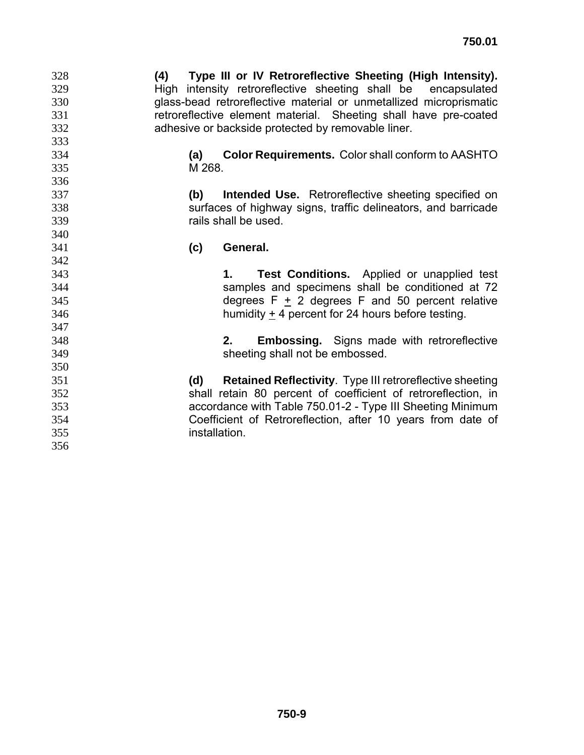**(4) Type III or IV Retroreflective Sheeting (High Intensity).** High intensity retroreflective sheeting shall be encapsulated glass-bead retroreflective material or unmetallized microprismatic retroreflective element material. Sheeting shall have pre-coated adhesive or backside protected by removable liner.

**(a) Color Requirements.** Color shall conform to AASHTO M 268.

**(b) Intended Use.** Retroreflective sheeting specified on surfaces of highway signs, traffic delineators, and barricade rails shall be used.

**(c) General.**

**1. Test Conditions.** Applied or unapplied test samples and specimens shall be conditioned at 72 degrees F ± 2 degrees F and 50 percent relative humidity ± 4 percent for 24 hours before testing.

**2. Embossing.** Signs made with retroreflective sheeting shall not be embossed.

**(d) Retained Reflectivity**. Type III retroreflective sheeting shall retain 80 percent of coefficient of retroreflection, in accordance with Table 750.01-2 - Type III Sheeting Minimum Coefficient of Retroreflection, after 10 years from date of installation.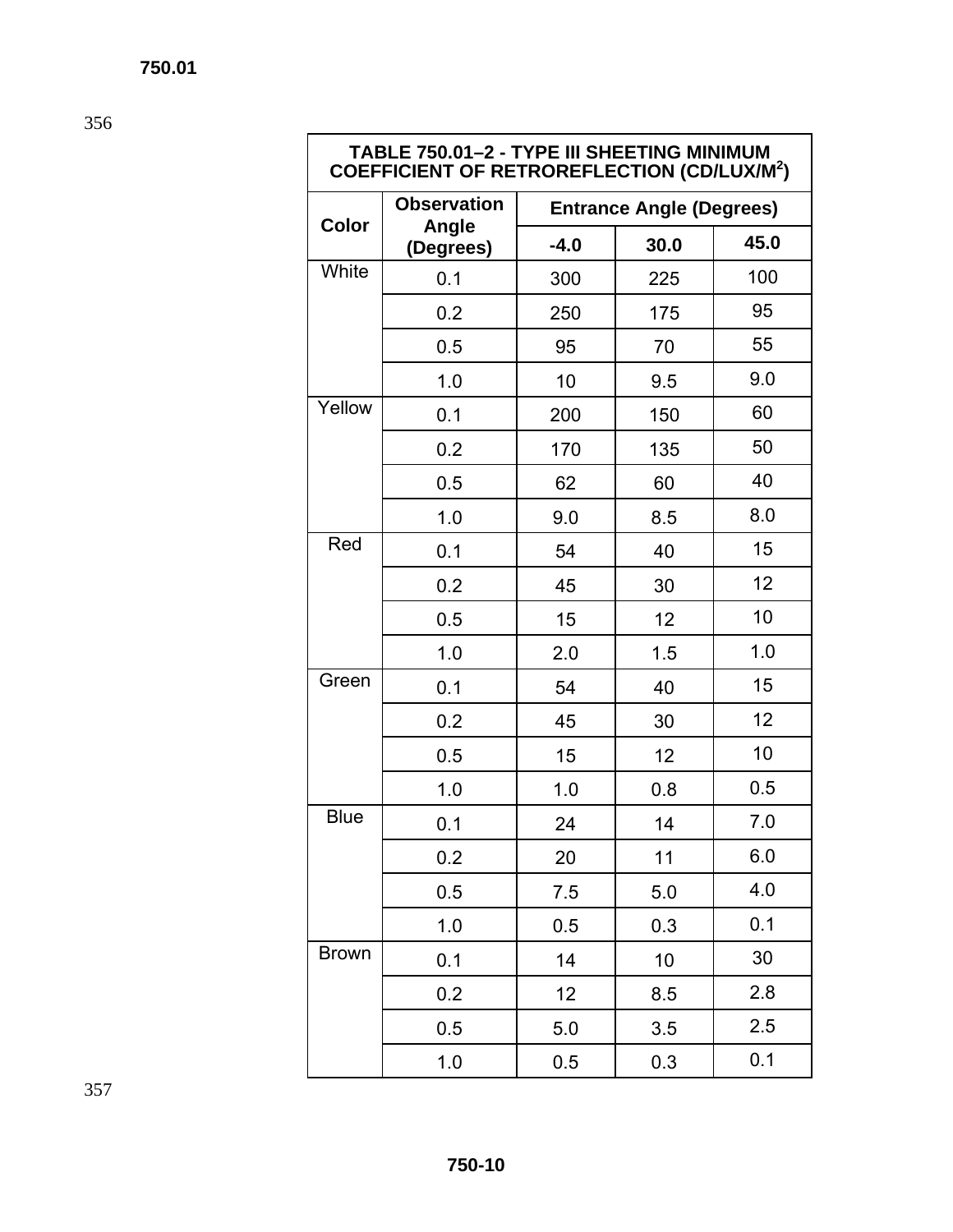| TABLE 750.01–2 - TYPE III SHEETING MINIMUM COEFFICIENT OF RETROREFLECTION (CD/LUX/M²) | | | | |
|---|---|---|---|---|
| **Color** | **Observation Angle (Degrees)** | **Entrance Angle (Degrees)** | | |
| | | **-4.0** | **30.0** | **45.0** |
| White | 0.1 | 300 | 225 | 100 |
| | 0.2 | 250 | 175 | 95 |
| | 0.5 | 95 | 70 | 55 |
| | 1.0 | 10 | 9.5 | 9.0 |
| Yellow | 0.1 | 200 | 150 | 60 |
| | 0.2 | 170 | 135 | 50 |
| | 0.5 | 62 | 60 | 40 |
| | 1.0 | 9.0 | 8.5 | 8.0 |
| Red | 0.1 | 54 | 40 | 15 |
| | 0.2 | 45 | 30 | 12 |
| | 0.5 | 15 | 12 | 10 |
| | 1.0 | 2.0 | 1.5 | 1.0 |
| Green | 0.1 | 54 | 40 | 15 |
| | 0.2 | 45 | 30 | 12 |
| | 0.5 | 15 | 12 | 10 |
| | 1.0 | 1.0 | 0.8 | 0.5 |
| Blue | 0.1 | 24 | 14 | 7.0 |
| | 0.2 | 20 | 11 | 6.0 |
| | 0.5 | 7.5 | 5.0 | 4.0 |
| | 1.0 | 0.5 | 0.3 | 0.1 |
| Brown | 0.1 | 14 | 10 | 30 |
| | 0.2 | 12 | 8.5 | 2.8 |
| | 0.5 | 5.0 | 3.5 | 2.5 |
| | 1.0 | 0.5 | 0.3 | 0.1 |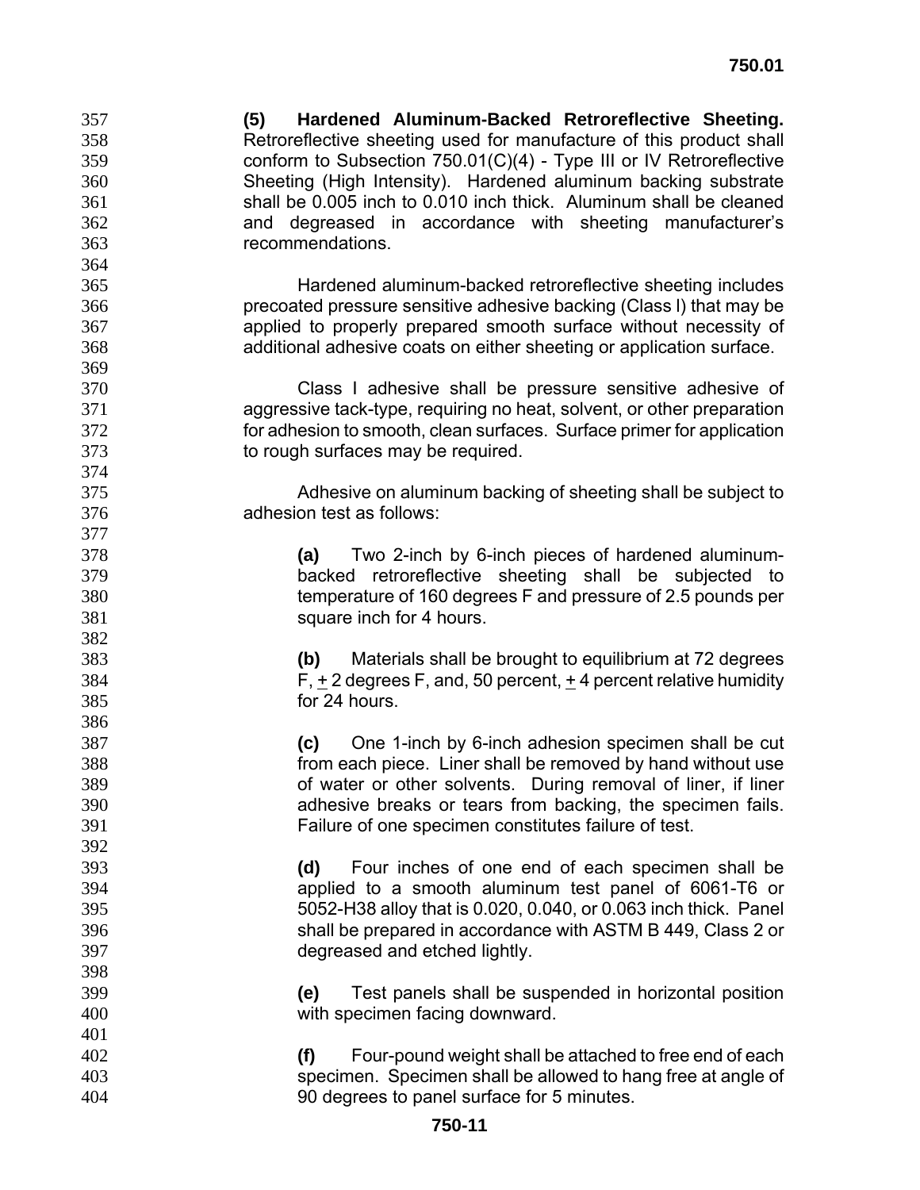**(5) Hardened Aluminum-Backed Retroreflective Sheeting.** Retroreflective sheeting used for manufacture of this product shall conform to Subsection 750.01(C)(4) - Type III or IV Retroreflective Sheeting (High Intensity). Hardened aluminum backing substrate shall be 0.005 inch to 0.010 inch thick. Aluminum shall be cleaned and degreased in accordance with sheeting manufacturer's recommendations.

Hardened aluminum-backed retroreflective sheeting includes precoated pressure sensitive adhesive backing (Class I) that may be applied to properly prepared smooth surface without necessity of additional adhesive coats on either sheeting or application surface.

Class I adhesive shall be pressure sensitive adhesive of aggressive tack-type, requiring no heat, solvent, or other preparation for adhesion to smooth, clean surfaces. Surface primer for application to rough surfaces may be required.

Adhesive on aluminum backing of sheeting shall be subject to adhesion test as follows:

**(a)** Two 2-inch by 6-inch pieces of hardened aluminum-backed retroreflective sheeting shall be subjected to temperature of 160 degrees F and pressure of 2.5 pounds per square inch for 4 hours.

**(b)** Materials shall be brought to equilibrium at 72 degrees F, ± 2 degrees F, and, 50 percent, ± 4 percent relative humidity for 24 hours.

**(c)** One 1-inch by 6-inch adhesion specimen shall be cut from each piece. Liner shall be removed by hand without use of water or other solvents. During removal of liner, if liner adhesive breaks or tears from backing, the specimen fails. Failure of one specimen constitutes failure of test.

**(d)** Four inches of one end of each specimen shall be applied to a smooth aluminum test panel of 6061-T6 or 5052-H38 alloy that is 0.020, 0.040, or 0.063 inch thick. Panel shall be prepared in accordance with ASTM B 449, Class 2 or degreased and etched lightly.

**(e)** Test panels shall be suspended in horizontal position with specimen facing downward.

**(f)** Four-pound weight shall be attached to free end of each specimen. Specimen shall be allowed to hang free at angle of 90 degrees to panel surface for 5 minutes.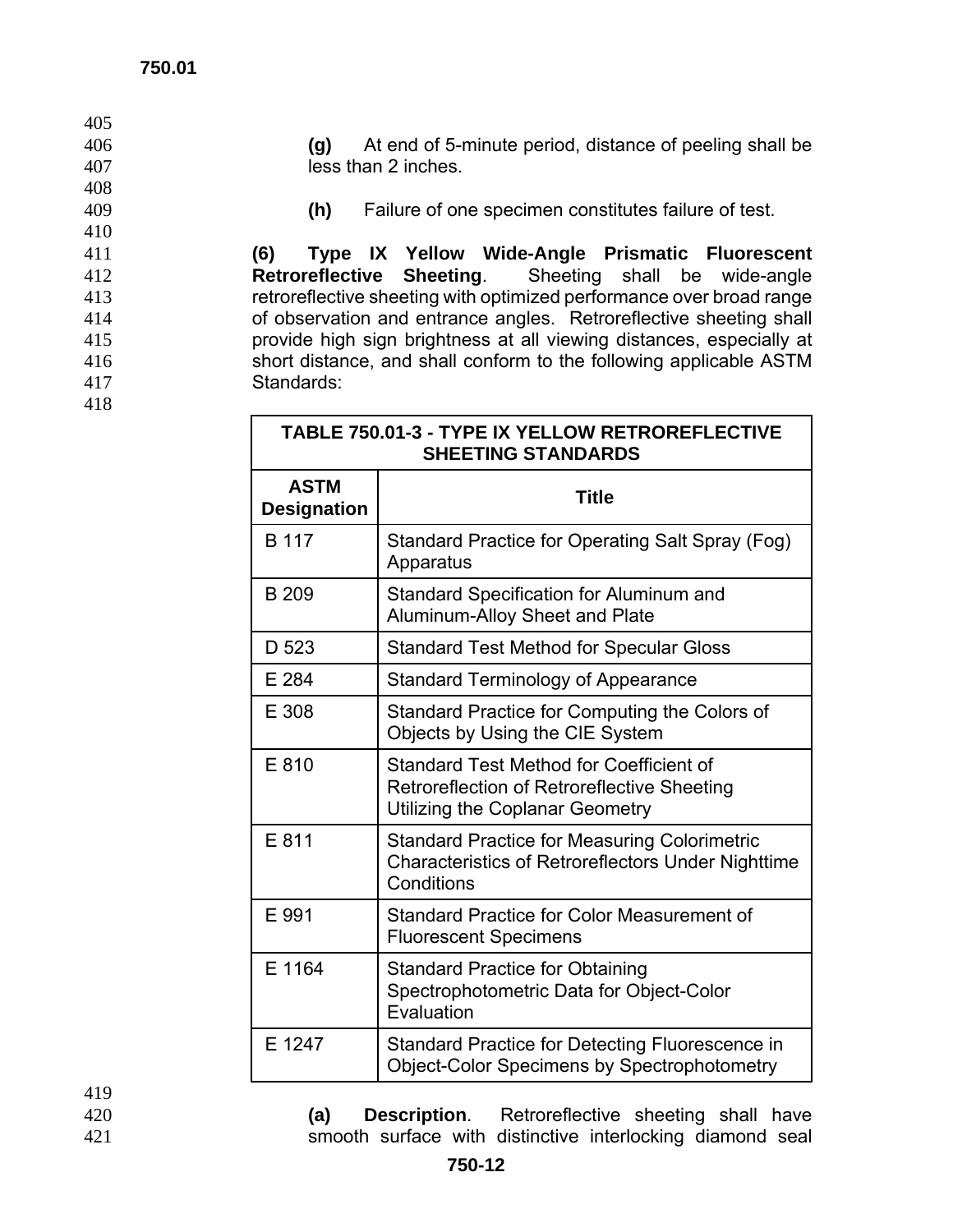**(g)** At end of 5-minute period, distance of peeling shall be less than 2 inches.

**(h)** Failure of one specimen constitutes failure of test.

**(6) Type IX Yellow Wide-Angle Prismatic Fluorescent Retroreflective Sheeting**. Sheeting shall be wide-angle retroreflective sheeting with optimized performance over broad range of observation and entrance angles. Retroreflective sheeting shall provide high sign brightness at all viewing distances, especially at short distance, and shall conform to the following applicable ASTM Standards:

| TABLE 750.01-3 - TYPE IX YELLOW RETROREFLECTIVE SHEETING STANDARDS | |
|---|---|
| **ASTM Designation** | **Title** |
| B 117 | Standard Practice for Operating Salt Spray (Fog) Apparatus |
| B 209 | Standard Specification for Aluminum and Aluminum-Alloy Sheet and Plate |
| D 523 | Standard Test Method for Specular Gloss |
| E 284 | Standard Terminology of Appearance |
| E 308 | Standard Practice for Computing the Colors of Objects by Using the CIE System |
| E 810 | Standard Test Method for Coefficient of Retroreflection of Retroreflective Sheeting Utilizing the Coplanar Geometry |
| E 811 | Standard Practice for Measuring Colorimetric Characteristics of Retroreflectors Under Nighttime Conditions |
| E 991 | Standard Practice for Color Measurement of Fluorescent Specimens |
| E 1164 | Standard Practice for Obtaining Spectrophotometric Data for Object-Color Evaluation |
| E 1247 | Standard Practice for Detecting Fluorescence in Object-Color Specimens by Spectrophotometry |

**(a) Description**. Retroreflective sheeting shall have smooth surface with distinctive interlocking diamond seal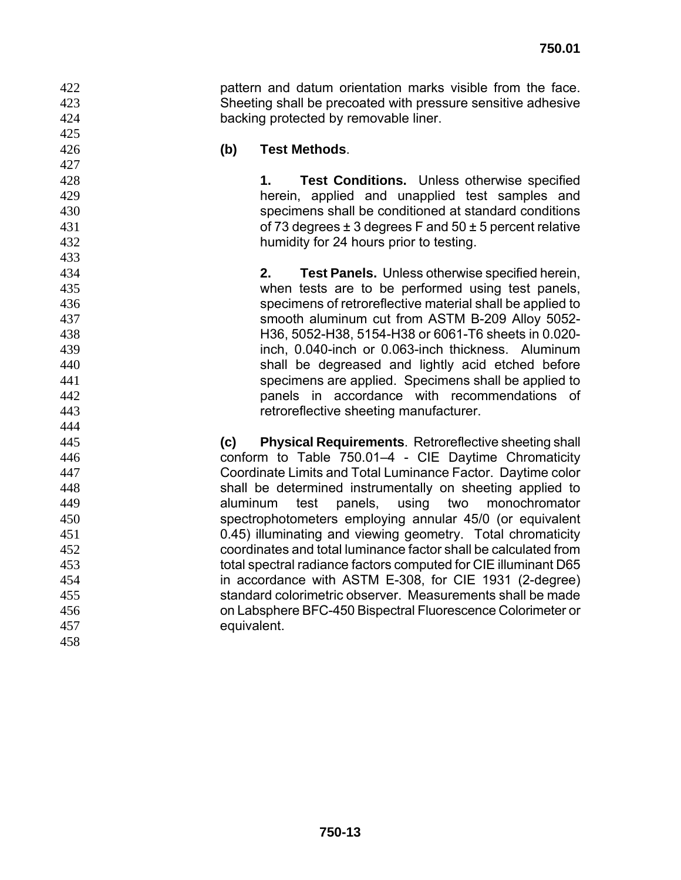pattern and datum orientation marks visible from the face. Sheeting shall be precoated with pressure sensitive adhesive backing protected by removable liner.

**(b) Test Methods**.

**1. Test Conditions.** Unless otherwise specified herein, applied and unapplied test samples and specimens shall be conditioned at standard conditions of 73 degrees ± 3 degrees F and 50 ± 5 percent relative humidity for 24 hours prior to testing.

**2. Test Panels.** Unless otherwise specified herein, when tests are to be performed using test panels, specimens of retroreflective material shall be applied to smooth aluminum cut from ASTM B-209 Alloy 5052-H36, 5052-H38, 5154-H38 or 6061-T6 sheets in 0.020-inch, 0.040-inch or 0.063-inch thickness. Aluminum shall be degreased and lightly acid etched before specimens are applied. Specimens shall be applied to panels in accordance with recommendations of retroreflective sheeting manufacturer.

**(c) Physical Requirements**. Retroreflective sheeting shall conform to Table 750.01–4 - CIE Daytime Chromaticity Coordinate Limits and Total Luminance Factor. Daytime color shall be determined instrumentally on sheeting applied to aluminum test panels, using two monochromator spectrophotometers employing annular 45/0 (or equivalent 0.45) illuminating and viewing geometry. Total chromaticity coordinates and total luminance factor shall be calculated from total spectral radiance factors computed for CIE illuminant D65 in accordance with ASTM E-308, for CIE 1931 (2-degree) standard colorimetric observer. Measurements shall be made on Labsphere BFC-450 Bispectral Fluorescence Colorimeter or equivalent.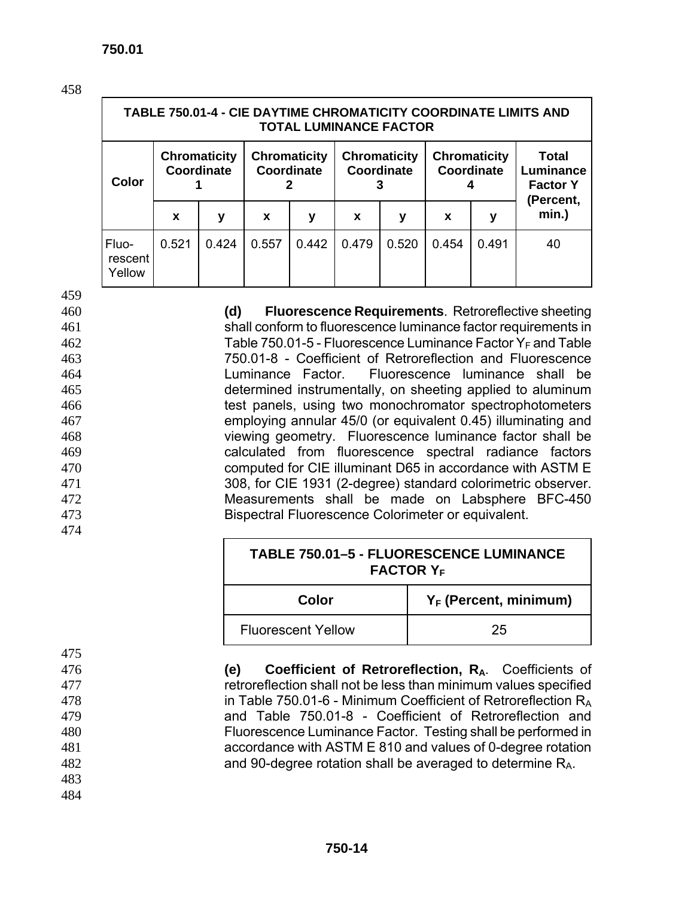| TABLE 750.01-4 - CIE DAYTIME CHROMATICITY COORDINATE LIMITS AND TOTAL LUMINANCE FACTOR | | | | | | | | | |
|---|---|---|---|---|---|---|---|---|---|
| Color | Chromaticity Coordinate 1 | | Chromaticity Coordinate 2 | | Chromaticity Coordinate 3 | | Chromaticity Coordinate 4 | | Total Luminance Factor Y (Percent, min.) |
| | x | y | x | y | x | y | x | y | |
| Fluorescent Yellow | 0.521 | 0.424 | 0.557 | 0.442 | 0.479 | 0.520 | 0.454 | 0.491 | 40 |

**(d) Fluorescence Requirements**. Retroreflective sheeting shall conform to fluorescence luminance factor requirements in Table 750.01-5 - Fluorescence Luminance Factor $Y_F$ and Table 750.01-8 - Coefficient of Retroreflection and Fluorescence Luminance Factor. Fluorescence luminance shall be determined instrumentally, on sheeting applied to aluminum test panels, using two monochromator spectrophotometers employing annular 45/0 (or equivalent 0.45) illuminating and viewing geometry. Fluorescence luminance factor shall be calculated from fluorescence spectral radiance factors computed for CIE illuminant D65 in accordance with ASTM E 308, for CIE 1931 (2-degree) standard colorimetric observer. Measurements shall be made on Labsphere BFC-450 Bispectral Fluorescence Colorimeter or equivalent.

| TABLE 750.01–5 - FLUORESCENCE LUMINANCE FACTOR $Y_F$ | |
|---|---|
| Color | $Y_F$ (Percent, minimum) |
| Fluorescent Yellow | 25 |

**(e) Coefficient of Retroreflection, $R_A$**. Coefficients of retroreflection shall not be less than minimum values specified in Table 750.01-6 - Minimum Coefficient of Retroreflection $R_A$ and Table 750.01-8 - Coefficient of Retroreflection and Fluorescence Luminance Factor. Testing shall be performed in accordance with ASTM E 810 and values of 0-degree rotation and 90-degree rotation shall be averaged to determine $R_A$.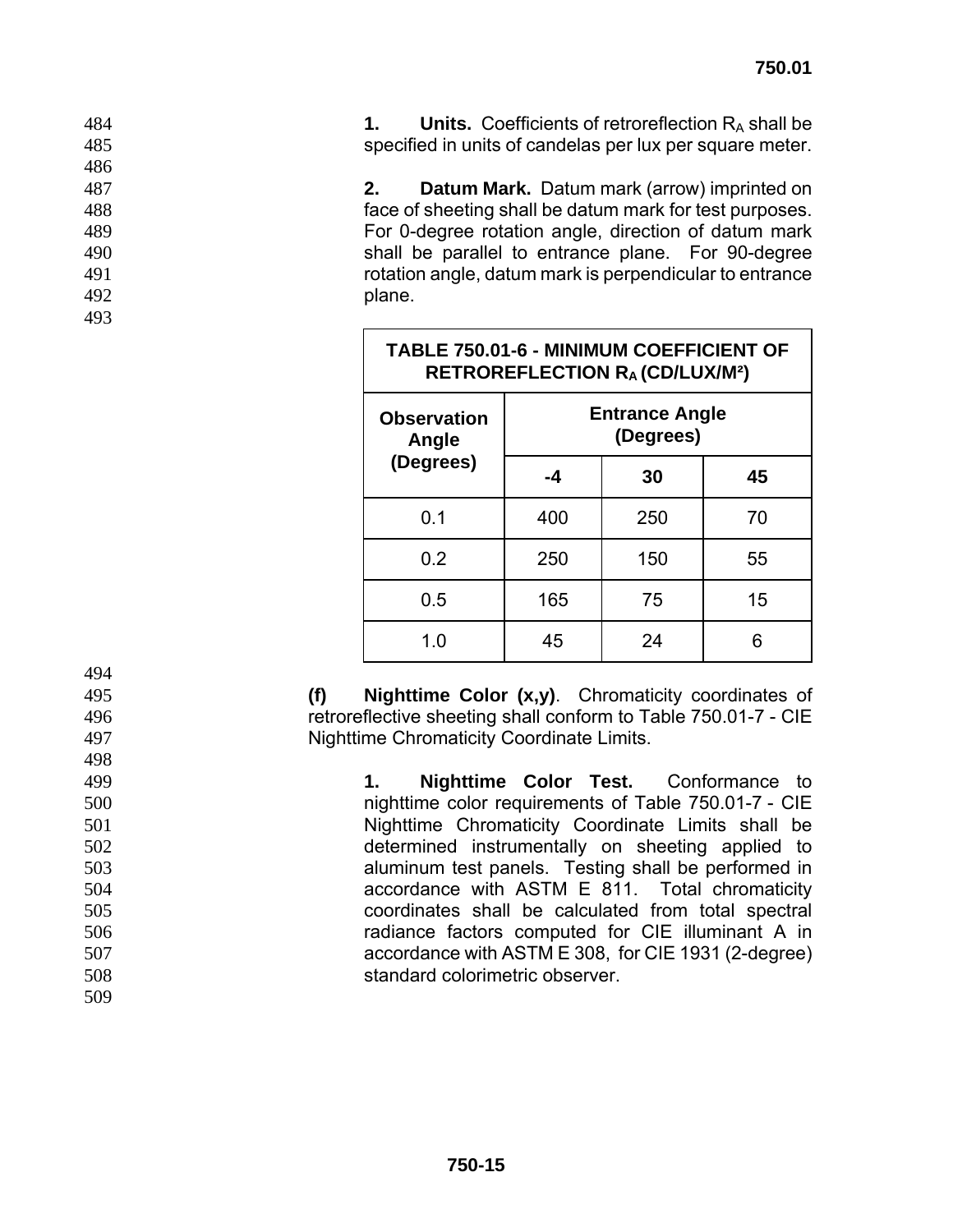**1. Units.** Coefficients of retroreflection $R_A$ shall be specified in units of candelas per lux per square meter.

**2. Datum Mark.** Datum mark (arrow) imprinted on face of sheeting shall be datum mark for test purposes. For 0-degree rotation angle, direction of datum mark shall be parallel to entrance plane. For 90-degree rotation angle, datum mark is perpendicular to entrance plane.

**TABLE 750.01-6 - MINIMUM COEFFICIENT OF RETROREFLECTION $R_A$ (CD/LUX/M²)**

| Observation Angle (Degrees) | Entrance Angle (Degrees) | | |
|---|---|---|---|
| | -4 | 30 | 45 |
| 0.1 | 400 | 250 | 70 |
| 0.2 | 250 | 150 | 55 |
| 0.5 | 165 | 75 | 15 |
| 1.0 | 45 | 24 | 6 |

**(f) Nighttime Color (x,y)**. Chromaticity coordinates of retroreflective sheeting shall conform to Table 750.01-7 - CIE Nighttime Chromaticity Coordinate Limits.

**1. Nighttime Color Test.** Conformance to nighttime color requirements of Table 750.01-7 - CIE Nighttime Chromaticity Coordinate Limits shall be determined instrumentally on sheeting applied to aluminum test panels. Testing shall be performed in accordance with ASTM E 811. Total chromaticity coordinates shall be calculated from total spectral radiance factors computed for CIE illuminant A in accordance with ASTM E 308, for CIE 1931 (2-degree) standard colorimetric observer.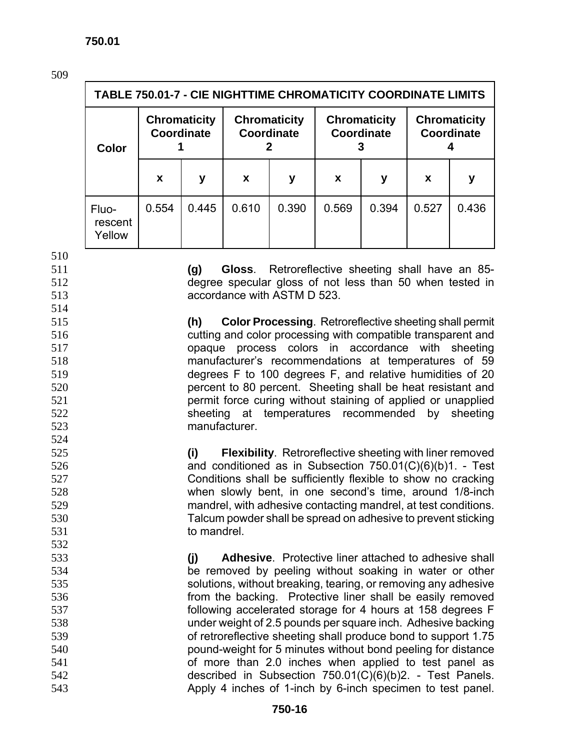| TABLE 750.01-7 - CIE NIGHTTIME CHROMATICITY COORDINATE LIMITS | | | | | | | | |
|---|---|---|---|---|---|---|---|---|
| Color | Chromaticity Coordinate 1 | | Chromaticity Coordinate 2 | | Chromaticity Coordinate 3 | | Chromaticity Coordinate 4 | |
| | x | y | x | y | x | y | x | y |
| Fluo-rescent Yellow | 0.554 | 0.445 | 0.610 | 0.390 | 0.569 | 0.394 | 0.527 | 0.436 |

**(g) Gloss**. Retroreflective sheeting shall have an 85-degree specular gloss of not less than 50 when tested in accordance with ASTM D 523.

**(h) Color Processing**. Retroreflective sheeting shall permit cutting and color processing with compatible transparent and opaque process colors in accordance with sheeting manufacturer's recommendations at temperatures of 59 degrees F to 100 degrees F, and relative humidities of 20 percent to 80 percent. Sheeting shall be heat resistant and permit force curing without staining of applied or unapplied sheeting at temperatures recommended by sheeting manufacturer.

**(i) Flexibility**. Retroreflective sheeting with liner removed and conditioned as in Subsection 750.01(C)(6)(b)1. - Test Conditions shall be sufficiently flexible to show no cracking when slowly bent, in one second's time, around 1/8-inch mandrel, with adhesive contacting mandrel, at test conditions. Talcum powder shall be spread on adhesive to prevent sticking to mandrel.

**(j) Adhesive**. Protective liner attached to adhesive shall be removed by peeling without soaking in water or other solutions, without breaking, tearing, or removing any adhesive from the backing. Protective liner shall be easily removed following accelerated storage for 4 hours at 158 degrees F under weight of 2.5 pounds per square inch. Adhesive backing of retroreflective sheeting shall produce bond to support 1.75 pound-weight for 5 minutes without bond peeling for distance of more than 2.0 inches when applied to test panel as described in Subsection 750.01(C)(6)(b)2. - Test Panels. Apply 4 inches of 1-inch by 6-inch specimen to test panel.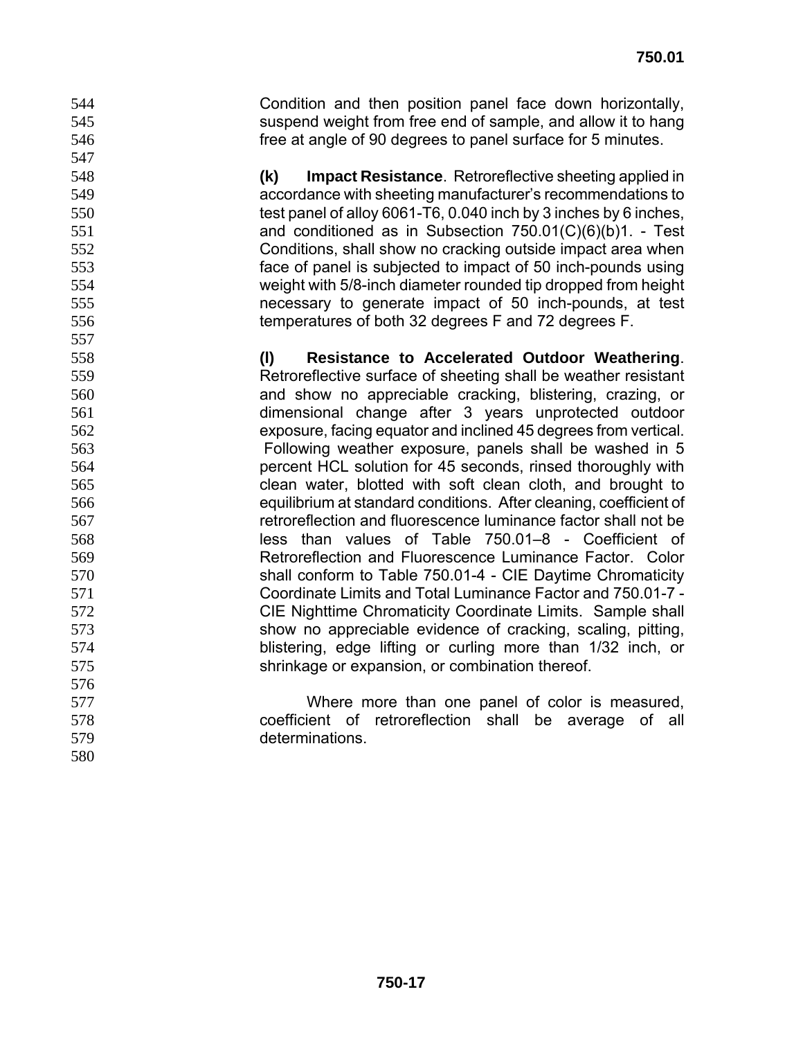Condition and then position panel face down horizontally, suspend weight from free end of sample, and allow it to hang free at angle of 90 degrees to panel surface for 5 minutes.

**(k) Impact Resistance**. Retroreflective sheeting applied in accordance with sheeting manufacturer's recommendations to test panel of alloy 6061-T6, 0.040 inch by 3 inches by 6 inches, and conditioned as in Subsection 750.01(C)(6)(b)1. - Test Conditions, shall show no cracking outside impact area when face of panel is subjected to impact of 50 inch-pounds using weight with 5/8-inch diameter rounded tip dropped from height necessary to generate impact of 50 inch-pounds, at test temperatures of both 32 degrees F and 72 degrees F.

**(l) Resistance to Accelerated Outdoor Weathering**. Retroreflective surface of sheeting shall be weather resistant and show no appreciable cracking, blistering, crazing, or dimensional change after 3 years unprotected outdoor exposure, facing equator and inclined 45 degrees from vertical. Following weather exposure, panels shall be washed in 5 percent HCL solution for 45 seconds, rinsed thoroughly with clean water, blotted with soft clean cloth, and brought to equilibrium at standard conditions. After cleaning, coefficient of retroreflection and fluorescence luminance factor shall not be less than values of Table 750.01–8 - Coefficient of Retroreflection and Fluorescence Luminance Factor. Color shall conform to Table 750.01-4 - CIE Daytime Chromaticity Coordinate Limits and Total Luminance Factor and 750.01-7 - CIE Nighttime Chromaticity Coordinate Limits. Sample shall show no appreciable evidence of cracking, scaling, pitting, blistering, edge lifting or curling more than 1/32 inch, or shrinkage or expansion, or combination thereof.

Where more than one panel of color is measured, coefficient of retroreflection shall be average of all determinations.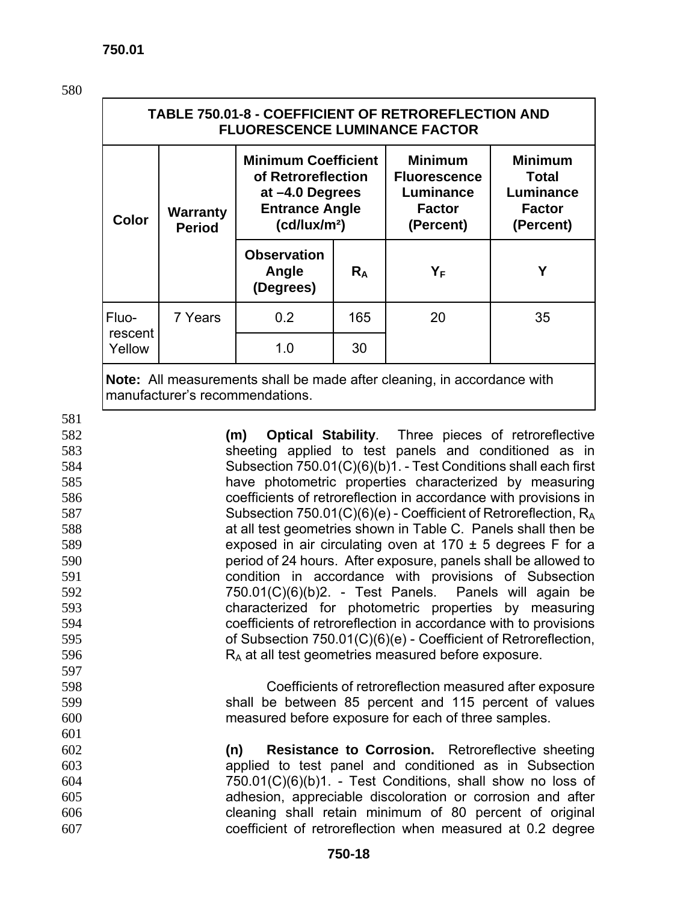| TABLE 750.01-8 - COEFFICIENT OF RETROREFLECTION AND FLUORESCENCE LUMINANCE FACTOR | | | | | |
|---|---|---|---|---|---|
| Color | Warranty Period | Minimum Coefficient of Retroreflection at –4.0 Degrees Entrance Angle (cd/lux/m²) | | Minimum Fluorescence Luminance Factor (Percent) | Minimum Total Luminance Factor (Percent) |
| | | Observation Angle (Degrees) | $R_A$ | $Y_F$ | Y |
| Fluorescent Yellow | 7 Years | 0.2 | 165 | 20 | 35 |
| | | 1.0 | 30 | | |
| **Note:** All measurements shall be made after cleaning, in accordance with manufacturer's recommendations. | | | | | |

**(m) Optical Stability**. Three pieces of retroreflective sheeting applied to test panels and conditioned as in Subsection 750.01(C)(6)(b)1. - Test Conditions shall each first have photometric properties characterized by measuring coefficients of retroreflection in accordance with provisions in Subsection 750.01(C)(6)(e) - Coefficient of Retroreflection, $R_A$ at all test geometries shown in Table C. Panels shall then be exposed in air circulating oven at 170 ± 5 degrees F for a period of 24 hours. After exposure, panels shall be allowed to condition in accordance with provisions of Subsection 750.01(C)(6)(b)2. - Test Panels. Panels will again be characterized for photometric properties by measuring coefficients of retroreflection in accordance with to provisions of Subsection 750.01(C)(6)(e) - Coefficient of Retroreflection, $R_A$ at all test geometries measured before exposure.

Coefficients of retroreflection measured after exposure shall be between 85 percent and 115 percent of values measured before exposure for each of three samples.

**(n) Resistance to Corrosion.** Retroreflective sheeting applied to test panel and conditioned as in Subsection 750.01(C)(6)(b)1. - Test Conditions, shall show no loss of adhesion, appreciable discoloration or corrosion and after cleaning shall retain minimum of 80 percent of original coefficient of retroreflection when measured at 0.2 degree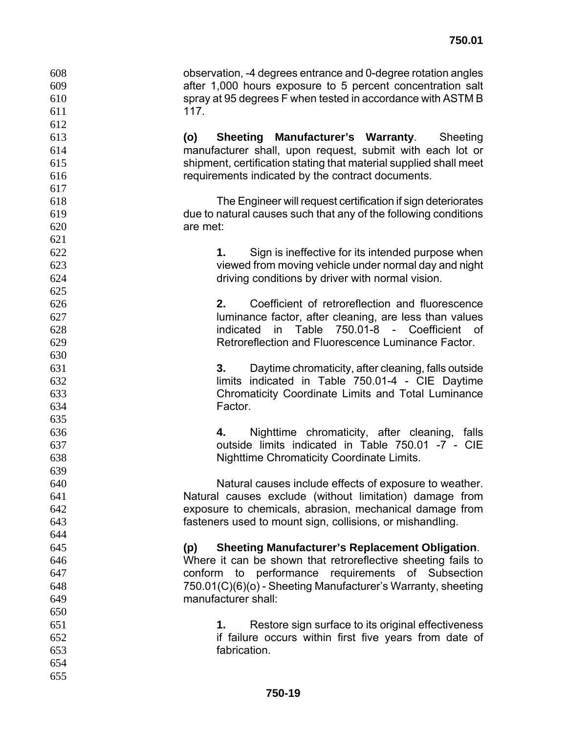observation, -4 degrees entrance and 0-degree rotation angles after 1,000 hours exposure to 5 percent concentration salt spray at 95 degrees F when tested in accordance with ASTM B 117.

**(o) Sheeting Manufacturer's Warranty**. Sheeting manufacturer shall, upon request, submit with each lot or shipment, certification stating that material supplied shall meet requirements indicated by the contract documents.

The Engineer will request certification if sign deteriorates due to natural causes such that any of the following conditions are met:

**1.** Sign is ineffective for its intended purpose when viewed from moving vehicle under normal day and night driving conditions by driver with normal vision.

**2.** Coefficient of retroreflection and fluorescence luminance factor, after cleaning, are less than values indicated in Table 750.01-8 - Coefficient of Retroreflection and Fluorescence Luminance Factor.

**3.** Daytime chromaticity, after cleaning, falls outside limits indicated in Table 750.01-4 - CIE Daytime Chromaticity Coordinate Limits and Total Luminance Factor.

**4.** Nighttime chromaticity, after cleaning, falls outside limits indicated in Table 750.01 -7 - CIE Nighttime Chromaticity Coordinate Limits.

Natural causes include effects of exposure to weather. Natural causes exclude (without limitation) damage from exposure to chemicals, abrasion, mechanical damage from fasteners used to mount sign, collisions, or mishandling.

**(p) Sheeting Manufacturer's Replacement Obligation**. Where it can be shown that retroreflective sheeting fails to conform to performance requirements of Subsection 750.01(C)(6)(o) - Sheeting Manufacturer's Warranty, sheeting manufacturer shall:

**1.** Restore sign surface to its original effectiveness if failure occurs within first five years from date of fabrication.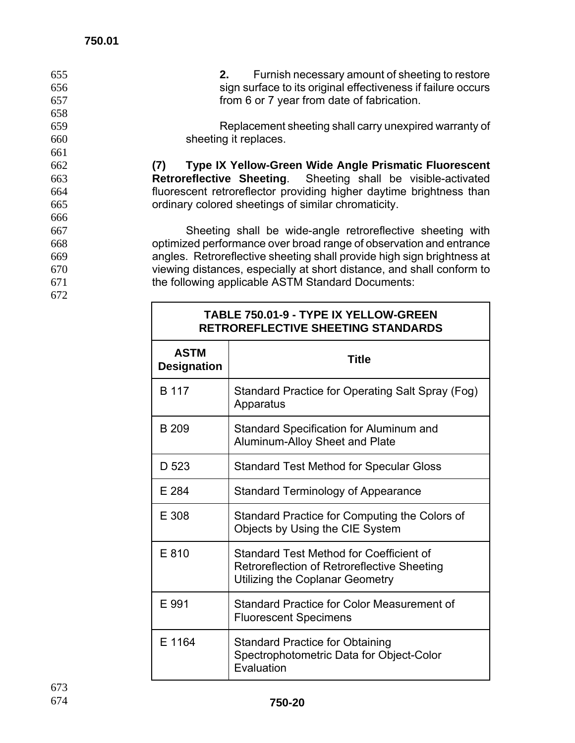**2.** Furnish necessary amount of sheeting to restore sign surface to its original effectiveness if failure occurs from 6 or 7 year from date of fabrication.

Replacement sheeting shall carry unexpired warranty of sheeting it replaces.

**(7) Type IX Yellow-Green Wide Angle Prismatic Fluorescent Retroreflective Sheeting**. Sheeting shall be visible-activated fluorescent retroreflector providing higher daytime brightness than ordinary colored sheetings of similar chromaticity.

Sheeting shall be wide-angle retroreflective sheeting with optimized performance over broad range of observation and entrance angles. Retroreflective sheeting shall provide high sign brightness at viewing distances, especially at short distance, and shall conform to the following applicable ASTM Standard Documents:

**TABLE 750.01-9 - TYPE IX YELLOW-GREEN RETROREFLECTIVE SHEETING STANDARDS**

| ASTM Designation | Title |
|---|---|
| B 117 | Standard Practice for Operating Salt Spray (Fog) Apparatus |
| B 209 | Standard Specification for Aluminum and Aluminum-Alloy Sheet and Plate |
| D 523 | Standard Test Method for Specular Gloss |
| E 284 | Standard Terminology of Appearance |
| E 308 | Standard Practice for Computing the Colors of Objects by Using the CIE System |
| E 810 | Standard Test Method for Coefficient of Retroreflection of Retroreflective Sheeting Utilizing the Coplanar Geometry |
| E 991 | Standard Practice for Color Measurement of Fluorescent Specimens |
| E 1164 | Standard Practice for Obtaining Spectrophotometric Data for Object-Color Evaluation |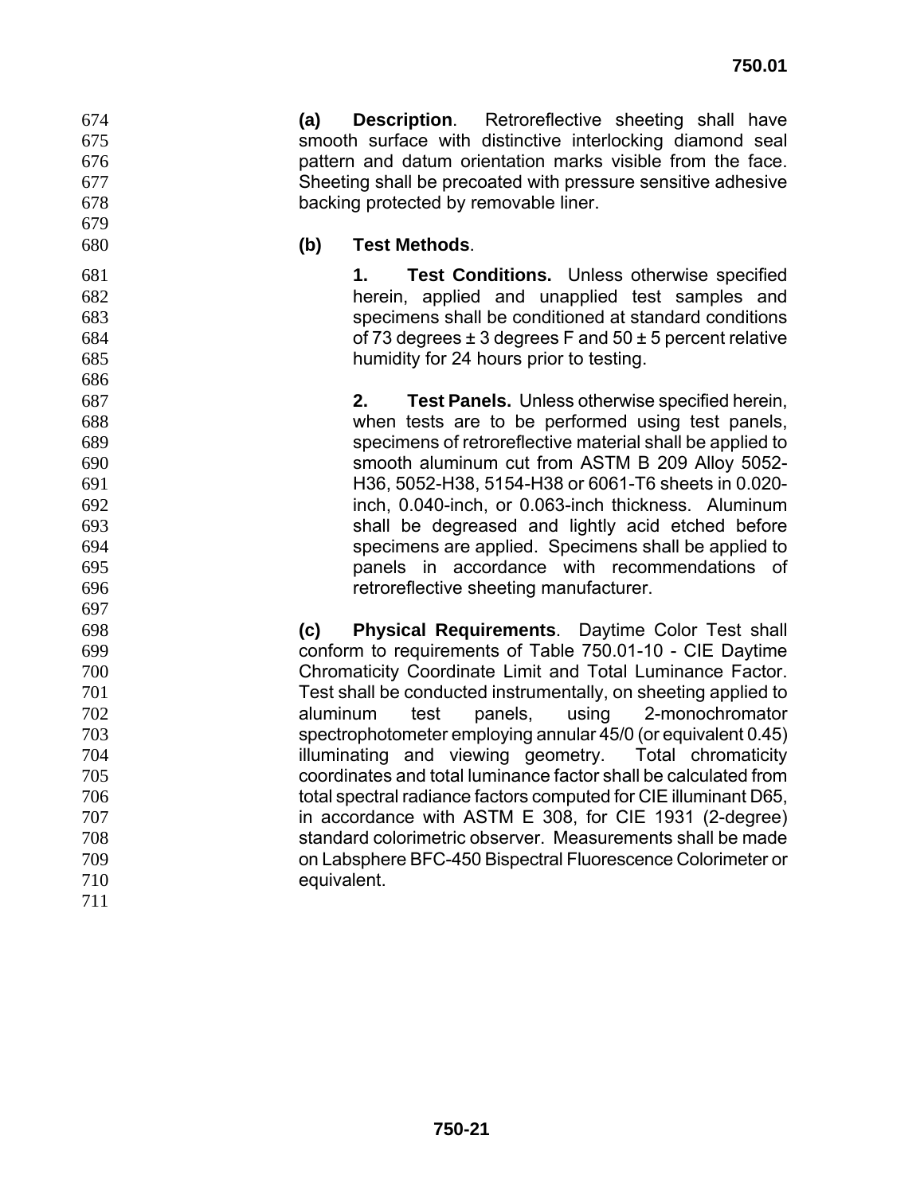**(a) Description**. Retroreflective sheeting shall have smooth surface with distinctive interlocking diamond seal pattern and datum orientation marks visible from the face. Sheeting shall be precoated with pressure sensitive adhesive backing protected by removable liner.

**(b) Test Methods**.

**1. Test Conditions.** Unless otherwise specified herein, applied and unapplied test samples and specimens shall be conditioned at standard conditions of 73 degrees ± 3 degrees F and 50 ± 5 percent relative humidity for 24 hours prior to testing.

**2. Test Panels.** Unless otherwise specified herein, when tests are to be performed using test panels, specimens of retroreflective material shall be applied to smooth aluminum cut from ASTM B 209 Alloy 5052-H36, 5052-H38, 5154-H38 or 6061-T6 sheets in 0.020-inch, 0.040-inch, or 0.063-inch thickness. Aluminum shall be degreased and lightly acid etched before specimens are applied. Specimens shall be applied to panels in accordance with recommendations of retroreflective sheeting manufacturer.

**(c) Physical Requirements**. Daytime Color Test shall conform to requirements of Table 750.01-10 - CIE Daytime Chromaticity Coordinate Limit and Total Luminance Factor. Test shall be conducted instrumentally, on sheeting applied to aluminum test panels, using 2-monochromator spectrophotometer employing annular 45/0 (or equivalent 0.45) illuminating and viewing geometry. Total chromaticity coordinates and total luminance factor shall be calculated from total spectral radiance factors computed for CIE illuminant D65, in accordance with ASTM E 308, for CIE 1931 (2-degree) standard colorimetric observer. Measurements shall be made on Labsphere BFC-450 Bispectral Fluorescence Colorimeter or equivalent.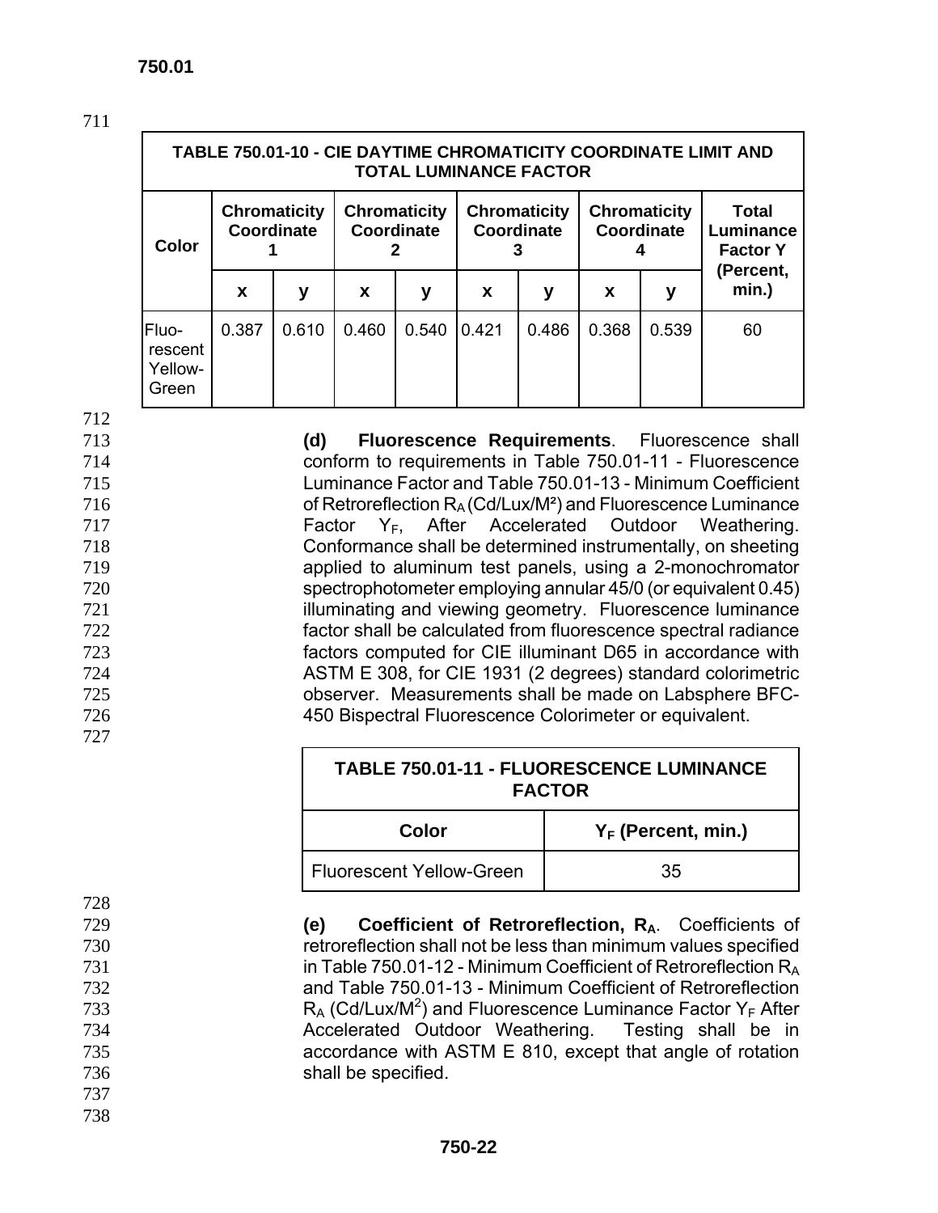| TABLE 750.01-10 - CIE DAYTIME CHROMATICITY COORDINATE LIMIT AND TOTAL LUMINANCE FACTOR | | | | | | | | | |
|---|---|---|---|---|---|---|---|---|---|
| Color | Chromaticity Coordinate 1 | | Chromaticity Coordinate 2 | | Chromaticity Coordinate 3 | | Chromaticity Coordinate 4 | | Total Luminance Factor Y (Percent, min.) |
| | x | y | x | y | x | y | x | y | |
| Fluorescent Yellow-Green | 0.387 | 0.610 | 0.460 | 0.540 | 0.421 | 0.486 | 0.368 | 0.539 | 60 |

**(d) Fluorescence Requirements**. Fluorescence shall conform to requirements in Table 750.01-11 - Fluorescence Luminance Factor and Table 750.01-13 - Minimum Coefficient of Retroreflection $R_A$ (Cd/Lux/M²) and Fluorescence Luminance Factor $Y_F$, After Accelerated Outdoor Weathering. Conformance shall be determined instrumentally, on sheeting applied to aluminum test panels, using a 2-monochromator spectrophotometer employing annular 45/0 (or equivalent 0.45) illuminating and viewing geometry. Fluorescence luminance factor shall be calculated from fluorescence spectral radiance factors computed for CIE illuminant D65 in accordance with ASTM E 308, for CIE 1931 (2 degrees) standard colorimetric observer. Measurements shall be made on Labsphere BFC-450 Bispectral Fluorescence Colorimeter or equivalent.

| TABLE 750.01-11 - FLUORESCENCE LUMINANCE FACTOR | |
|---|---|
| Color | $Y_F$ (Percent, min.) |
| Fluorescent Yellow-Green | 35 |

**(e) Coefficient of Retroreflection, $R_A$**. Coefficients of retroreflection shall not be less than minimum values specified in Table 750.01-12 - Minimum Coefficient of Retroreflection $R_A$ and Table 750.01-13 - Minimum Coefficient of Retroreflection $R_A$ (Cd/Lux/M$^2$) and Fluorescence Luminance Factor $Y_F$ After Accelerated Outdoor Weathering. Testing shall be in accordance with ASTM E 810, except that angle of rotation shall be specified.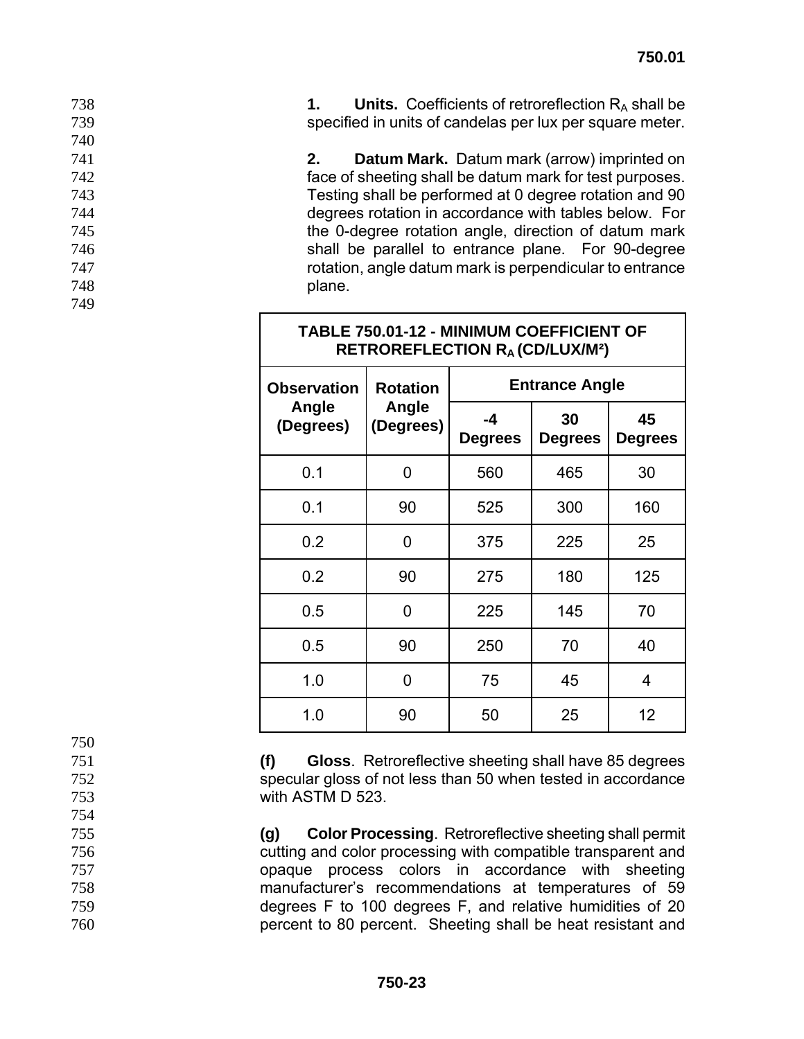**1. Units.** Coefficients of retroreflection $R_A$ shall be specified in units of candelas per lux per square meter.

**2. Datum Mark.** Datum mark (arrow) imprinted on face of sheeting shall be datum mark for test purposes. Testing shall be performed at 0 degree rotation and 90 degrees rotation in accordance with tables below. For the 0-degree rotation angle, direction of datum mark shall be parallel to entrance plane. For 90-degree rotation, angle datum mark is perpendicular to entrance plane.

**TABLE 750.01-12 - MINIMUM COEFFICIENT OF RETROREFLECTION $R_A$ (CD/LUX/M²)**

| Observation Angle (Degrees) | Rotation Angle (Degrees) | Entrance Angle | | |
|---|---|---|---|---|
| | | -4 Degrees | 30 Degrees | 45 Degrees |
| 0.1 | 0 | 560 | 465 | 30 |
| 0.1 | 90 | 525 | 300 | 160 |
| 0.2 | 0 | 375 | 225 | 25 |
| 0.2 | 90 | 275 | 180 | 125 |
| 0.5 | 0 | 225 | 145 | 70 |
| 0.5 | 90 | 250 | 70 | 40 |
| 1.0 | 0 | 75 | 45 | 4 |
| 1.0 | 90 | 50 | 25 | 12 |

**(f) Gloss**. Retroreflective sheeting shall have 85 degrees specular gloss of not less than 50 when tested in accordance with ASTM D 523.

**(g) Color Processing**. Retroreflective sheeting shall permit cutting and color processing with compatible transparent and opaque process colors in accordance with sheeting manufacturer's recommendations at temperatures of 59 degrees F to 100 degrees F, and relative humidities of 20 percent to 80 percent. Sheeting shall be heat resistant and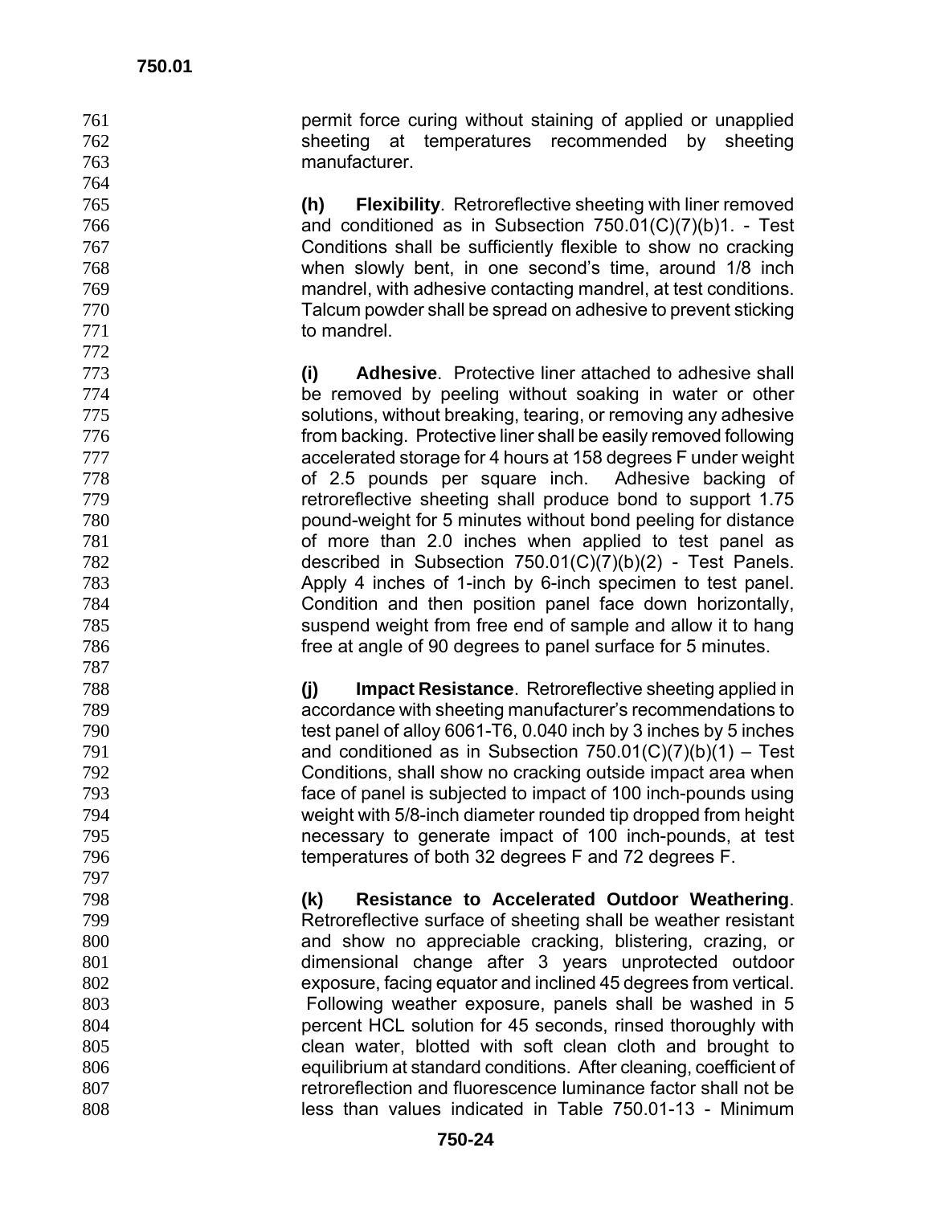permit force curing without staining of applied or unapplied sheeting at temperatures recommended by sheeting manufacturer.

**(h) Flexibility**. Retroreflective sheeting with liner removed and conditioned as in Subsection 750.01(C)(7)(b)1. - Test Conditions shall be sufficiently flexible to show no cracking when slowly bent, in one second's time, around 1/8 inch mandrel, with adhesive contacting mandrel, at test conditions. Talcum powder shall be spread on adhesive to prevent sticking to mandrel.

**(i) Adhesive**. Protective liner attached to adhesive shall be removed by peeling without soaking in water or other solutions, without breaking, tearing, or removing any adhesive from backing. Protective liner shall be easily removed following accelerated storage for 4 hours at 158 degrees F under weight of 2.5 pounds per square inch. Adhesive backing of retroreflective sheeting shall produce bond to support 1.75 pound-weight for 5 minutes without bond peeling for distance of more than 2.0 inches when applied to test panel as described in Subsection 750.01(C)(7)(b)(2) - Test Panels. Apply 4 inches of 1-inch by 6-inch specimen to test panel. Condition and then position panel face down horizontally, suspend weight from free end of sample and allow it to hang free at angle of 90 degrees to panel surface for 5 minutes.

**(j) Impact Resistance**. Retroreflective sheeting applied in accordance with sheeting manufacturer's recommendations to test panel of alloy 6061-T6, 0.040 inch by 3 inches by 5 inches and conditioned as in Subsection 750.01(C)(7)(b)(1) – Test Conditions, shall show no cracking outside impact area when face of panel is subjected to impact of 100 inch-pounds using weight with 5/8-inch diameter rounded tip dropped from height necessary to generate impact of 100 inch-pounds, at test temperatures of both 32 degrees F and 72 degrees F.

**(k) Resistance to Accelerated Outdoor Weathering**. Retroreflective surface of sheeting shall be weather resistant and show no appreciable cracking, blistering, crazing, or dimensional change after 3 years unprotected outdoor exposure, facing equator and inclined 45 degrees from vertical. Following weather exposure, panels shall be washed in 5 percent HCL solution for 45 seconds, rinsed thoroughly with clean water, blotted with soft clean cloth and brought to equilibrium at standard conditions. After cleaning, coefficient of retroreflection and fluorescence luminance factor shall not be less than values indicated in Table 750.01-13 - Minimum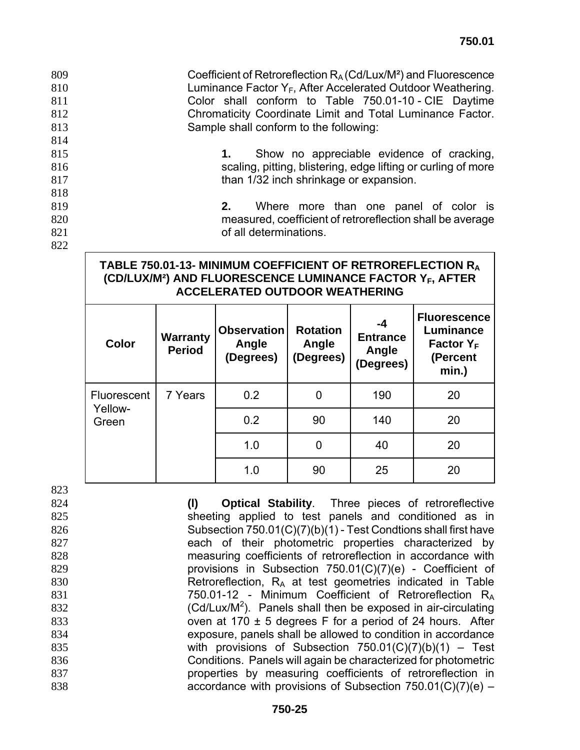Coefficient of Retroreflection $R_A$ (Cd/Lux/M²) and Fluorescence Luminance Factor $Y_F$, After Accelerated Outdoor Weathering. Color shall conform to Table 750.01-10 - CIE Daytime Chromaticity Coordinate Limit and Total Luminance Factor. Sample shall conform to the following:

**1.** Show no appreciable evidence of cracking, scaling, pitting, blistering, edge lifting or curling of more than 1/32 inch shrinkage or expansion.

**2.** Where more than one panel of color is measured, coefficient of retroreflection shall be average of all determinations.

**TABLE 750.01-13- MINIMUM COEFFICIENT OF RETROREFLECTION $R_A$ (CD/LUX/M²) AND FLUORESCENCE LUMINANCE FACTOR $Y_F$, AFTER ACCELERATED OUTDOOR WEATHERING**

| Color | Warranty Period | Observation Angle (Degrees) | Rotation Angle (Degrees) | -4 Entrance Angle (Degrees) | Fluorescence Luminance Factor $Y_F$ (Percent min.) |
|---|---|---|---|---|---|
| Fluorescent Yellow-Green | 7 Years | 0.2 | 0 | 190 | 20 |
| | | 0.2 | 90 | 140 | 20 |
| | | 1.0 | 0 | 40 | 20 |
| | | 1.0 | 90 | 25 | 20 |

**(l) Optical Stability**. Three pieces of retroreflective sheeting applied to test panels and conditioned as in Subsection 750.01(C)(7)(b)(1) - Test Condtions shall first have each of their photometric properties characterized by measuring coefficients of retroreflection in accordance with provisions in Subsection 750.01(C)(7)(e) - Coefficient of Retroreflection, $R_A$ at test geometries indicated in Table 750.01-12 - Minimum Coefficient of Retroreflection $R_A$ (Cd/Lux/$M^2$). Panels shall then be exposed in air-circulating oven at 170 ± 5 degrees F for a period of 24 hours. After exposure, panels shall be allowed to condition in accordance with provisions of Subsection 750.01(C)(7)(b)(1) – Test Conditions. Panels will again be characterized for photometric properties by measuring coefficients of retroreflection in accordance with provisions of Subsection 750.01(C)(7)(e) –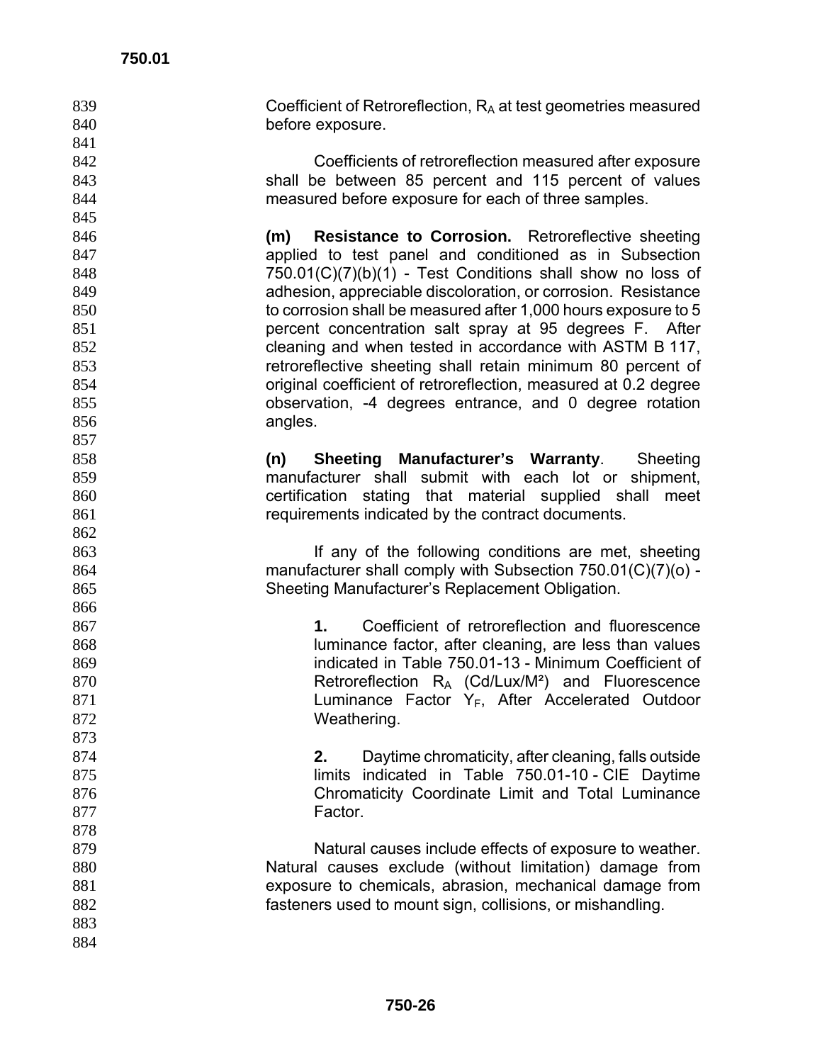Coefficient of Retroreflection, $R_A$ at test geometries measured before exposure.

Coefficients of retroreflection measured after exposure shall be between 85 percent and 115 percent of values measured before exposure for each of three samples.

**(m) Resistance to Corrosion.** Retroreflective sheeting applied to test panel and conditioned as in Subsection 750.01(C)(7)(b)(1) - Test Conditions shall show no loss of adhesion, appreciable discoloration, or corrosion. Resistance to corrosion shall be measured after 1,000 hours exposure to 5 percent concentration salt spray at 95 degrees F. After cleaning and when tested in accordance with ASTM B 117, retroreflective sheeting shall retain minimum 80 percent of original coefficient of retroreflection, measured at 0.2 degree observation, -4 degrees entrance, and 0 degree rotation angles.

**(n) Sheeting Manufacturer's Warranty**. Sheeting manufacturer shall submit with each lot or shipment, certification stating that material supplied shall meet requirements indicated by the contract documents.

If any of the following conditions are met, sheeting manufacturer shall comply with Subsection 750.01(C)(7)(o) - Sheeting Manufacturer's Replacement Obligation.

**1.** Coefficient of retroreflection and fluorescence luminance factor, after cleaning, are less than values indicated in Table 750.01-13 - Minimum Coefficient of Retroreflection $R_A$ (Cd/Lux/M²) and Fluorescence Luminance Factor $Y_F$, After Accelerated Outdoor Weathering.

**2.** Daytime chromaticity, after cleaning, falls outside limits indicated in Table 750.01-10 - CIE Daytime Chromaticity Coordinate Limit and Total Luminance Factor.

Natural causes include effects of exposure to weather. Natural causes exclude (without limitation) damage from exposure to chemicals, abrasion, mechanical damage from fasteners used to mount sign, collisions, or mishandling.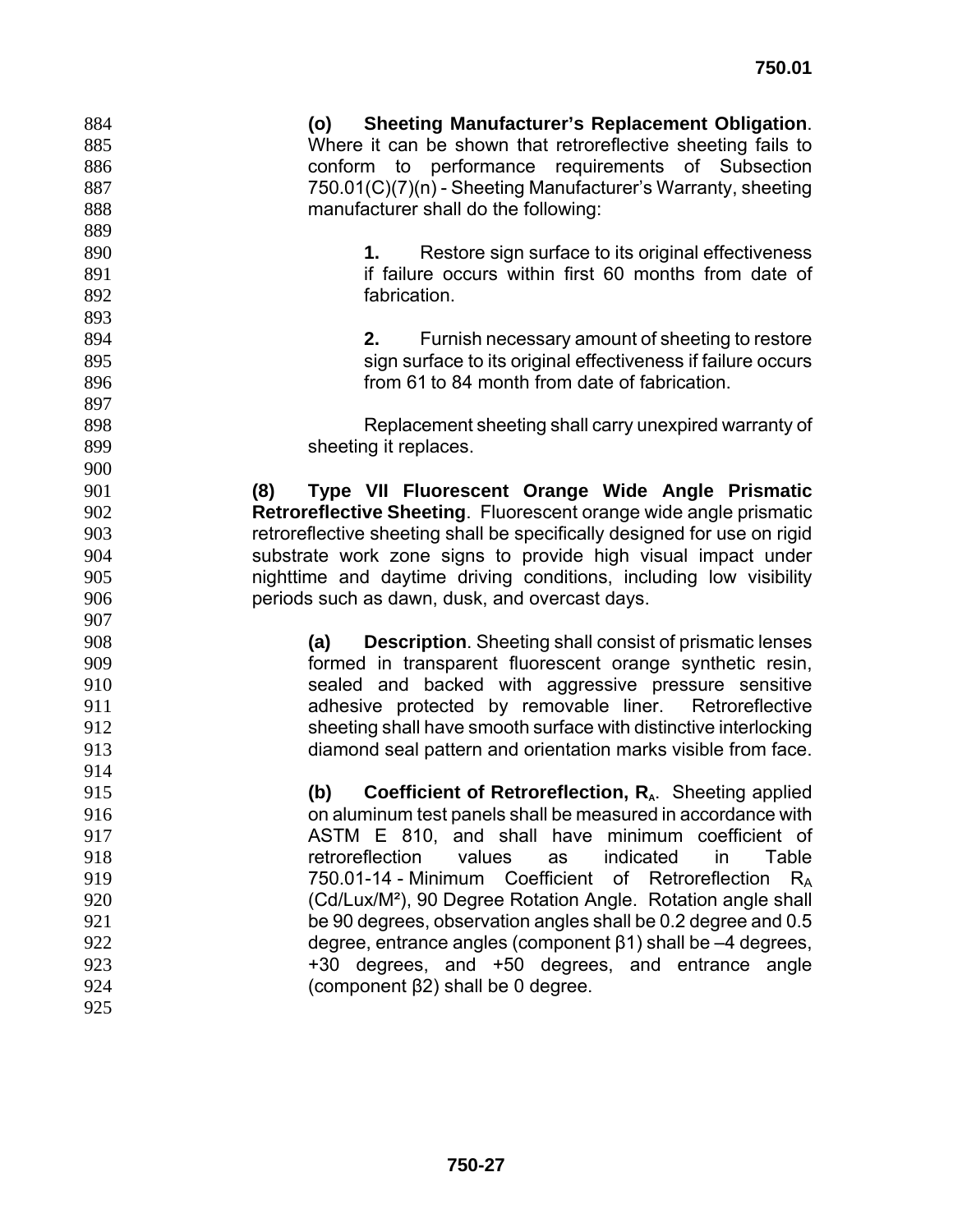**(o) Sheeting Manufacturer's Replacement Obligation**. Where it can be shown that retroreflective sheeting fails to conform to performance requirements of Subsection 750.01(C)(7)(n) - Sheeting Manufacturer's Warranty, sheeting manufacturer shall do the following:

**1.** Restore sign surface to its original effectiveness if failure occurs within first 60 months from date of fabrication.

**2.** Furnish necessary amount of sheeting to restore sign surface to its original effectiveness if failure occurs from 61 to 84 month from date of fabrication.

Replacement sheeting shall carry unexpired warranty of sheeting it replaces.

**(8) Type VII Fluorescent Orange Wide Angle Prismatic Retroreflective Sheeting**. Fluorescent orange wide angle prismatic retroreflective sheeting shall be specifically designed for use on rigid substrate work zone signs to provide high visual impact under nighttime and daytime driving conditions, including low visibility periods such as dawn, dusk, and overcast days.

**(a) Description**. Sheeting shall consist of prismatic lenses formed in transparent fluorescent orange synthetic resin, sealed and backed with aggressive pressure sensitive adhesive protected by removable liner. Retroreflective sheeting shall have smooth surface with distinctive interlocking diamond seal pattern and orientation marks visible from face.

**(b) Coefficient of Retroreflection, $R_A$**. Sheeting applied on aluminum test panels shall be measured in accordance with ASTM E 810, and shall have minimum coefficient of retroreflection values as indicated in Table 750.01-14 - Minimum Coefficient of Retroreflection $R_A$ (Cd/Lux/M²), 90 Degree Rotation Angle. Rotation angle shall be 90 degrees, observation angles shall be 0.2 degree and 0.5 degree, entrance angles (component β1) shall be –4 degrees, +30 degrees, and +50 degrees, and entrance angle (component β2) shall be 0 degree.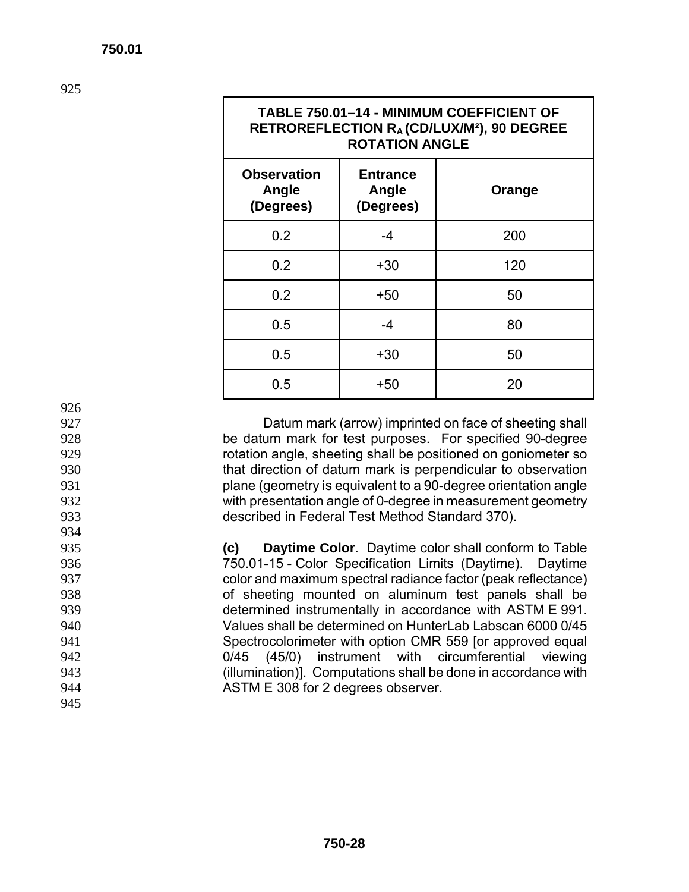**TABLE 750.01–14 - MINIMUM COEFFICIENT OF RETROREFLECTION $R_A$ (CD/LUX/M²), 90 DEGREE ROTATION ANGLE**

| Observation Angle (Degrees) | Entrance Angle (Degrees) | Orange |
|---|---|---|
| 0.2 | -4 | 200 |
| 0.2 | +30 | 120 |
| 0.2 | +50 | 50 |
| 0.5 | -4 | 80 |
| 0.5 | +30 | 50 |
| 0.5 | +50 | 20 |

Datum mark (arrow) imprinted on face of sheeting shall be datum mark for test purposes. For specified 90-degree rotation angle, sheeting shall be positioned on goniometer so that direction of datum mark is perpendicular to observation plane (geometry is equivalent to a 90-degree orientation angle with presentation angle of 0-degree in measurement geometry described in Federal Test Method Standard 370).

***(c)*** **Daytime Color**. Daytime color shall conform to Table 750.01-15 - Color Specification Limits (Daytime). Daytime color and maximum spectral radiance factor (peak reflectance) of sheeting mounted on aluminum test panels shall be determined instrumentally in accordance with ASTM E 991. Values shall be determined on HunterLab Labscan 6000 0/45 Spectrocolorimeter with option CMR 559 [or approved equal 0/45 (45/0) instrument with circumferential viewing (illumination)]. Computations shall be done in accordance with ASTM E 308 for 2 degrees observer.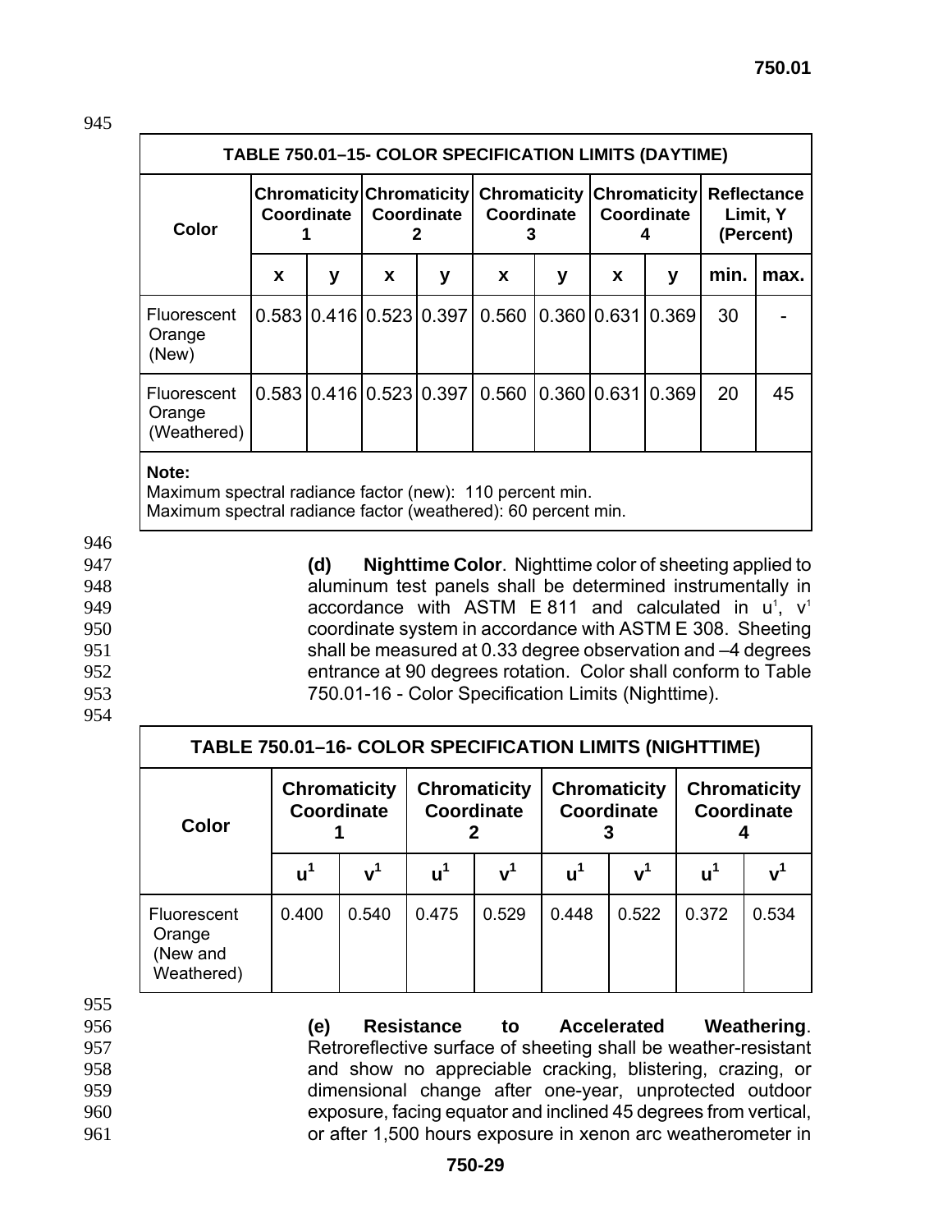| TABLE 750.01–15- COLOR SPECIFICATION LIMITS (DAYTIME) | | | | | | | | | | |
|---|---|---|---|---|---|---|---|---|---|---|
| Color | Chromaticity Coordinate 1 | | Chromaticity Coordinate 2 | | Chromaticity Coordinate 3 | | Chromaticity Coordinate 4 | | Reflectance Limit, Y (Percent) | |
| | x | y | x | y | x | y | x | y | min. | max. |
| Fluorescent Orange (New) | 0.583 | 0.416 | 0.523 | 0.397 | 0.560 | 0.360 | 0.631 | 0.369 | 30 | - |
| Fluorescent Orange (Weathered) | 0.583 | 0.416 | 0.523 | 0.397 | 0.560 | 0.360 | 0.631 | 0.369 | 20 | 45 |

**Note:**
Maximum spectral radiance factor (new): 110 percent min.
Maximum spectral radiance factor (weathered): 60 percent min.

**(d) Nighttime Color**. Nighttime color of sheeting applied to aluminum test panels shall be determined instrumentally in accordance with ASTM E 811 and calculated in $u^1$, $v^1$ coordinate system in accordance with ASTM E 308. Sheeting shall be measured at 0.33 degree observation and –4 degrees entrance at 90 degrees rotation. Color shall conform to Table 750.01-16 - Color Specification Limits (Nighttime).

| TABLE 750.01–16- COLOR SPECIFICATION LIMITS (NIGHTTIME) | | | | | | | | |
|---|---|---|---|---|---|---|---|---|
| Color | Chromaticity Coordinate 1 | | Chromaticity Coordinate 2 | | Chromaticity Coordinate 3 | | Chromaticity Coordinate 4 | |
| | $u^1$ | $v^1$ | $u^1$ | $v^1$ | $u^1$ | $v^1$ | $u^1$ | $v^1$ |
| Fluorescent Orange (New and Weathered) | 0.400 | 0.540 | 0.475 | 0.529 | 0.448 | 0.522 | 0.372 | 0.534 |

**(e) Resistance to Accelerated Weathering**. Retroreflective surface of sheeting shall be weather-resistant and show no appreciable cracking, blistering, crazing, or dimensional change after one-year, unprotected outdoor exposure, facing equator and inclined 45 degrees from vertical, or after 1,500 hours exposure in xenon arc weatherometer in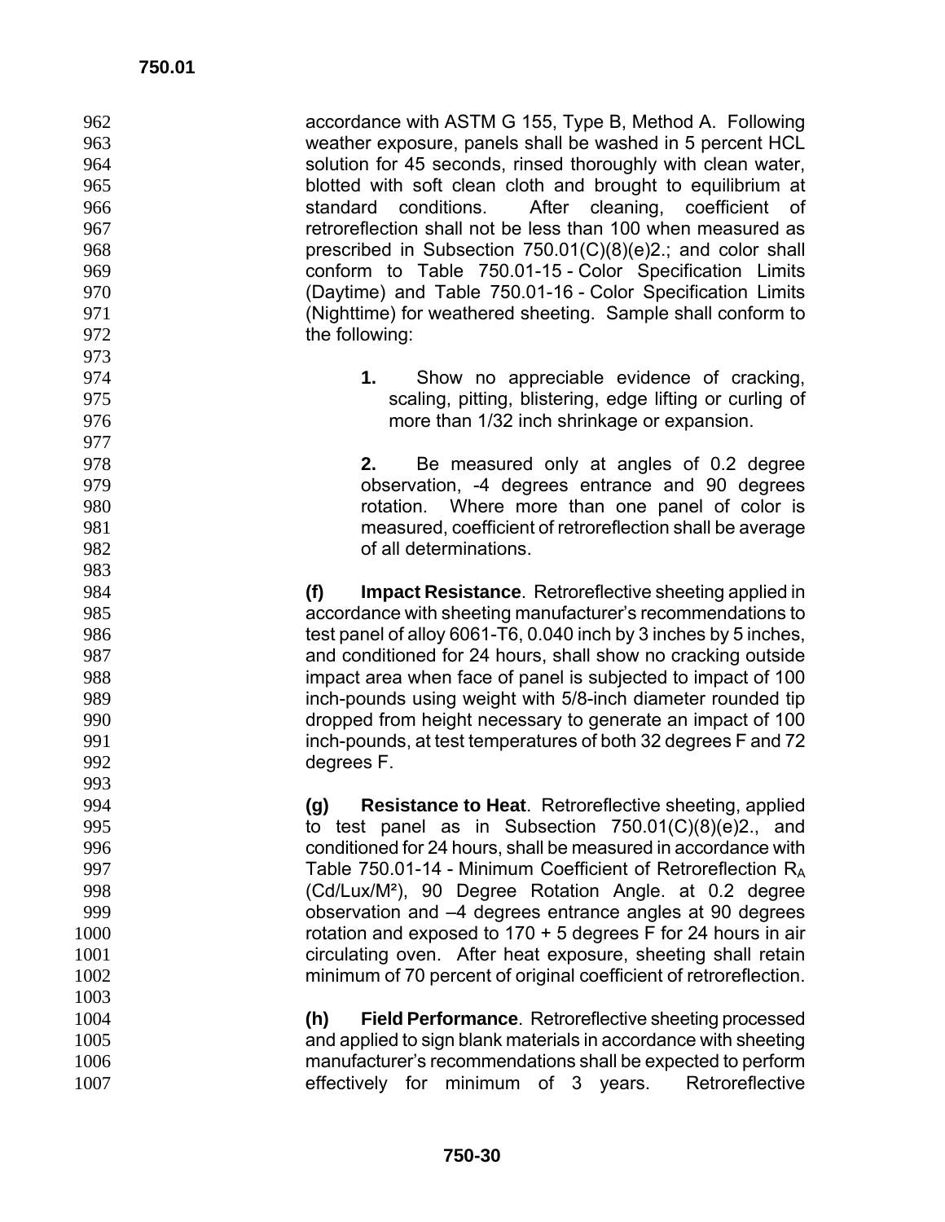accordance with ASTM G 155, Type B, Method A. Following weather exposure, panels shall be washed in 5 percent HCL solution for 45 seconds, rinsed thoroughly with clean water, blotted with soft clean cloth and brought to equilibrium at standard conditions. After cleaning, coefficient of retroreflection shall not be less than 100 when measured as prescribed in Subsection 750.01(C)(8)(e)2.; and color shall conform to Table 750.01-15 - Color Specification Limits (Daytime) and Table 750.01-16 - Color Specification Limits (Nighttime) for weathered sheeting. Sample shall conform to the following:

**1.** Show no appreciable evidence of cracking, scaling, pitting, blistering, edge lifting or curling of more than 1/32 inch shrinkage or expansion.

**2.** Be measured only at angles of 0.2 degree observation, -4 degrees entrance and 90 degrees rotation. Where more than one panel of color is measured, coefficient of retroreflection shall be average of all determinations.

**(f) Impact Resistance**. Retroreflective sheeting applied in accordance with sheeting manufacturer's recommendations to test panel of alloy 6061-T6, 0.040 inch by 3 inches by 5 inches, and conditioned for 24 hours, shall show no cracking outside impact area when face of panel is subjected to impact of 100 inch-pounds using weight with 5/8-inch diameter rounded tip dropped from height necessary to generate an impact of 100 inch-pounds, at test temperatures of both 32 degrees F and 72 degrees F.

**(g) Resistance to Heat**. Retroreflective sheeting, applied to test panel as in Subsection 750.01(C)(8)(e)2., and conditioned for 24 hours, shall be measured in accordance with Table 750.01-14 - Minimum Coefficient of Retroreflection $R_A$ (Cd/Lux/M²), 90 Degree Rotation Angle. at 0.2 degree observation and –4 degrees entrance angles at 90 degrees rotation and exposed to 170 + 5 degrees F for 24 hours in air circulating oven. After heat exposure, sheeting shall retain minimum of 70 percent of original coefficient of retroreflection.

**(h) Field Performance**. Retroreflective sheeting processed and applied to sign blank materials in accordance with sheeting manufacturer's recommendations shall be expected to perform effectively for minimum of 3 years. Retroreflective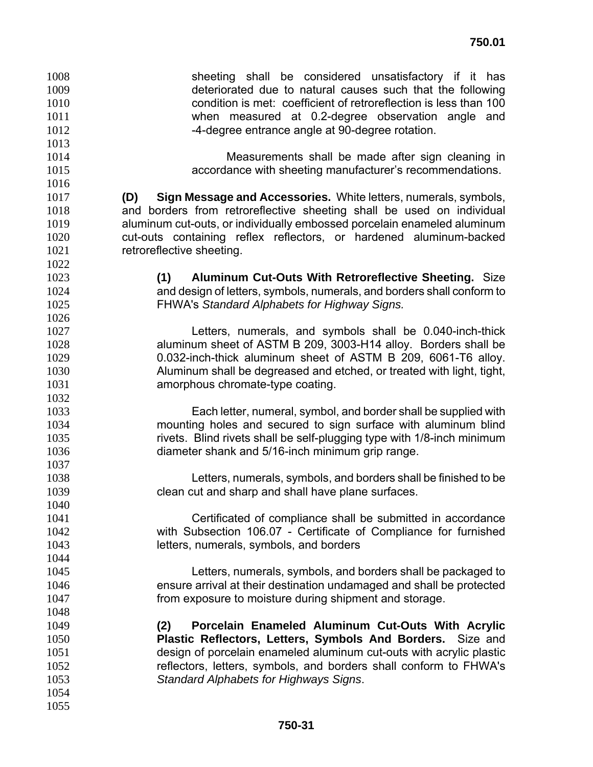sheeting shall be considered unsatisfactory if it has deteriorated due to natural causes such that the following condition is met: coefficient of retroreflection is less than 100 when measured at 0.2-degree observation angle and -4-degree entrance angle at 90-degree rotation.

Measurements shall be made after sign cleaning in accordance with sheeting manufacturer's recommendations.

**(D) Sign Message and Accessories.** White letters, numerals, symbols, and borders from retroreflective sheeting shall be used on individual aluminum cut-outs, or individually embossed porcelain enameled aluminum cut-outs containing reflex reflectors, or hardened aluminum-backed retroreflective sheeting.

**(1) Aluminum Cut-Outs With Retroreflective Sheeting.** Size and design of letters, symbols, numerals, and borders shall conform to FHWA's *Standard Alphabets for Highway Signs.*

Letters, numerals, and symbols shall be 0.040-inch-thick aluminum sheet of ASTM B 209, 3003-H14 alloy. Borders shall be 0.032-inch-thick aluminum sheet of ASTM B 209, 6061-T6 alloy. Aluminum shall be degreased and etched, or treated with light, tight, amorphous chromate-type coating.

Each letter, numeral, symbol, and border shall be supplied with mounting holes and secured to sign surface with aluminum blind rivets. Blind rivets shall be self-plugging type with 1/8-inch minimum diameter shank and 5/16-inch minimum grip range.

Letters, numerals, symbols, and borders shall be finished to be clean cut and sharp and shall have plane surfaces.

Certificated of compliance shall be submitted in accordance with Subsection 106.07 - Certificate of Compliance for furnished letters, numerals, symbols, and borders

Letters, numerals, symbols, and borders shall be packaged to ensure arrival at their destination undamaged and shall be protected from exposure to moisture during shipment and storage.

**(2) Porcelain Enameled Aluminum Cut-Outs With Acrylic Plastic Reflectors, Letters, Symbols And Borders.** Size and design of porcelain enameled aluminum cut-outs with acrylic plastic reflectors, letters, symbols, and borders shall conform to FHWA's *Standard Alphabets for Highways Signs*.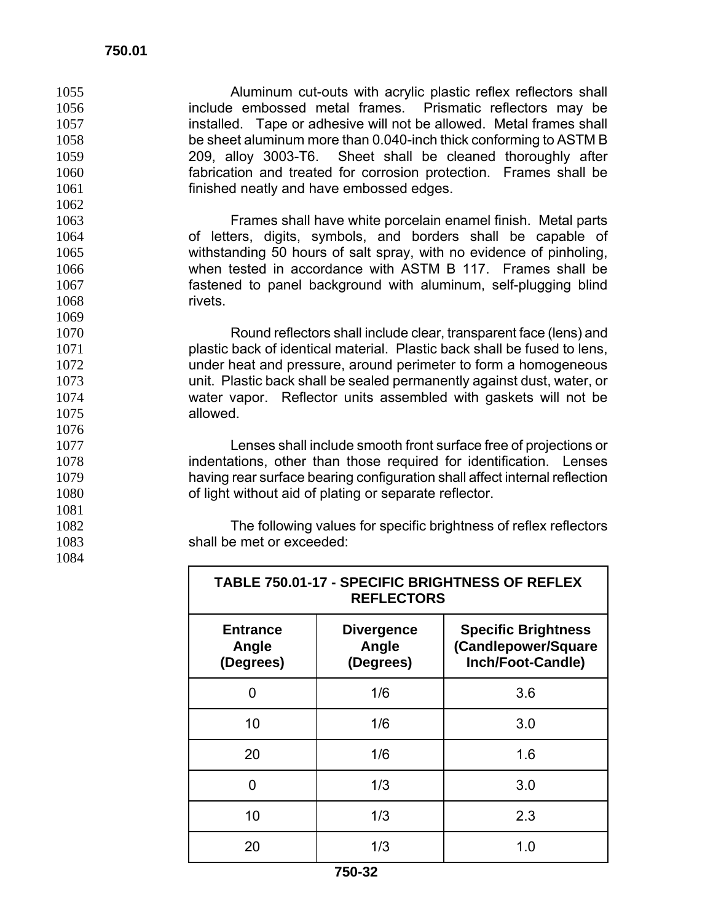Aluminum cut-outs with acrylic plastic reflex reflectors shall include embossed metal frames. Prismatic reflectors may be installed. Tape or adhesive will not be allowed. Metal frames shall be sheet aluminum more than 0.040-inch thick conforming to ASTM B 209, alloy 3003-T6. Sheet shall be cleaned thoroughly after fabrication and treated for corrosion protection. Frames shall be finished neatly and have embossed edges.

Frames shall have white porcelain enamel finish. Metal parts of letters, digits, symbols, and borders shall be capable of withstanding 50 hours of salt spray, with no evidence of pinholing, when tested in accordance with ASTM B 117. Frames shall be fastened to panel background with aluminum, self-plugging blind rivets.

Round reflectors shall include clear, transparent face (lens) and plastic back of identical material. Plastic back shall be fused to lens, under heat and pressure, around perimeter to form a homogeneous unit. Plastic back shall be sealed permanently against dust, water, or water vapor. Reflector units assembled with gaskets will not be allowed.

Lenses shall include smooth front surface free of projections or indentations, other than those required for identification. Lenses having rear surface bearing configuration shall affect internal reflection of light without aid of plating or separate reflector.

The following values for specific brightness of reflex reflectors shall be met or exceeded:

**TABLE 750.01-17 - SPECIFIC BRIGHTNESS OF REFLEX REFLECTORS**

| Entrance Angle (Degrees) | Divergence Angle (Degrees) | Specific Brightness (Candlepower/Square Inch/Foot-Candle) |
|---|---|---|
| 0 | 1/6 | 3.6 |
| 10 | 1/6 | 3.0 |
| 20 | 1/6 | 1.6 |
| 0 | 1/3 | 3.0 |
| 10 | 1/3 | 2.3 |
| 20 | 1/3 | 1.0 |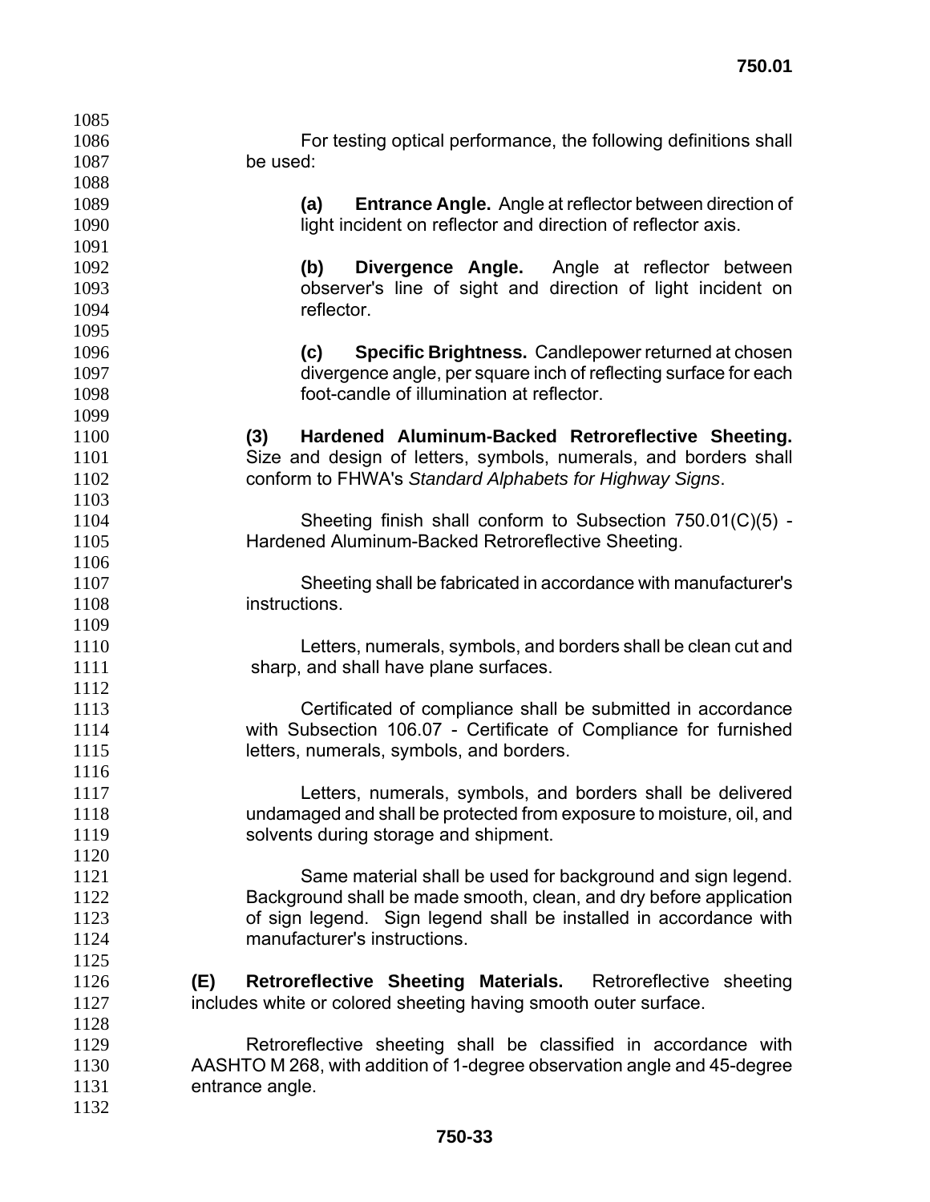For testing optical performance, the following definitions shall be used:

**(a) Entrance Angle.** Angle at reflector between direction of light incident on reflector and direction of reflector axis.

**(b) Divergence Angle.** Angle at reflector between observer's line of sight and direction of light incident on reflector.

**(c) Specific Brightness.** Candlepower returned at chosen divergence angle, per square inch of reflecting surface for each foot-candle of illumination at reflector.

**(3) Hardened Aluminum-Backed Retroreflective Sheeting.** Size and design of letters, symbols, numerals, and borders shall conform to FHWA's *Standard Alphabets for Highway Signs*.

Sheeting finish shall conform to Subsection 750.01(C)(5) - Hardened Aluminum-Backed Retroreflective Sheeting.

Sheeting shall be fabricated in accordance with manufacturer's instructions.

Letters, numerals, symbols, and borders shall be clean cut and sharp, and shall have plane surfaces.

Certificated of compliance shall be submitted in accordance with Subsection 106.07 - Certificate of Compliance for furnished letters, numerals, symbols, and borders.

Letters, numerals, symbols, and borders shall be delivered undamaged and shall be protected from exposure to moisture, oil, and solvents during storage and shipment.

Same material shall be used for background and sign legend. Background shall be made smooth, clean, and dry before application of sign legend. Sign legend shall be installed in accordance with manufacturer's instructions.

**(E) Retroreflective Sheeting Materials.** Retroreflective sheeting includes white or colored sheeting having smooth outer surface.

Retroreflective sheeting shall be classified in accordance with AASHTO M 268, with addition of 1-degree observation angle and 45-degree entrance angle.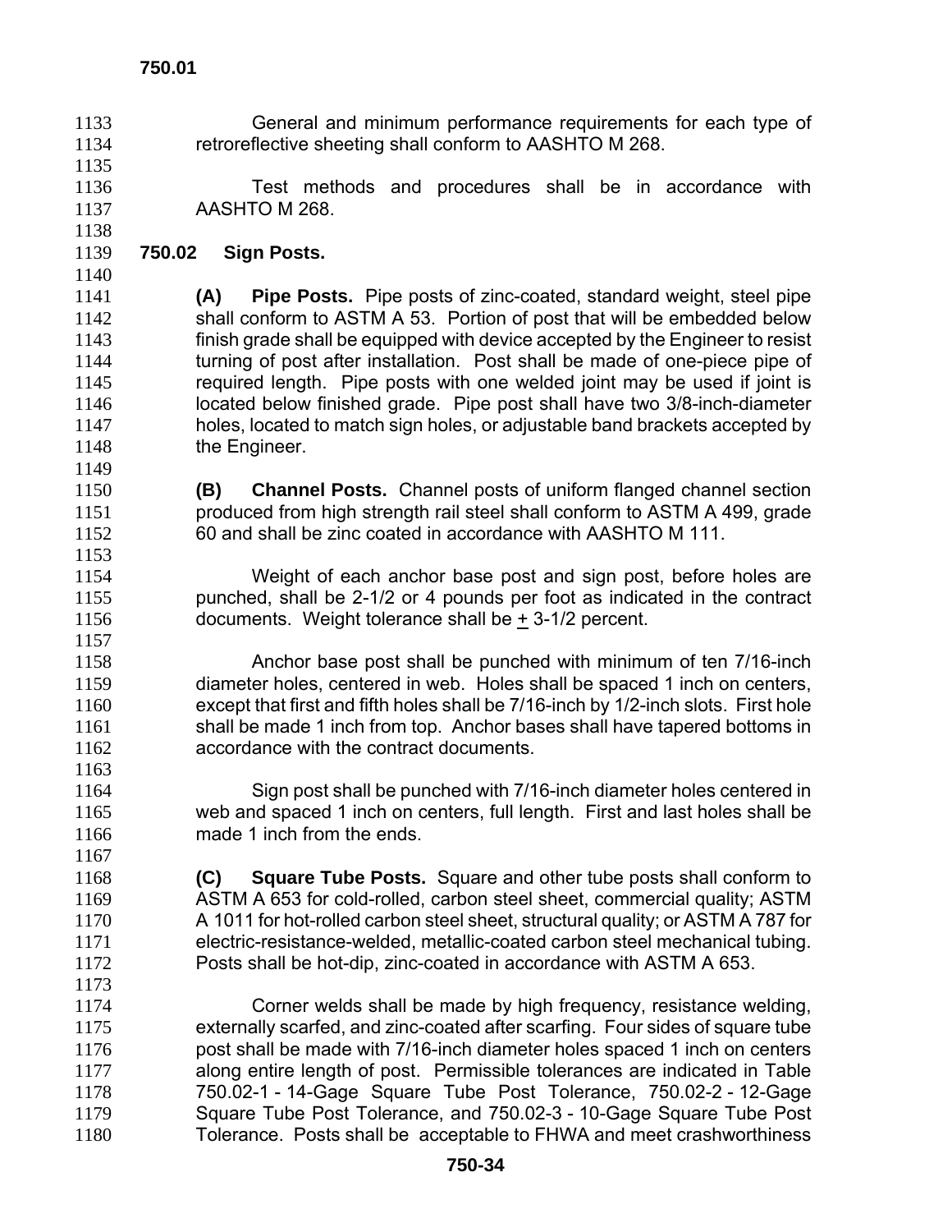General and minimum performance requirements for each type of retroreflective sheeting shall conform to AASHTO M 268.

Test methods and procedures shall be in accordance with AASHTO M 268.

## 750.02 Sign Posts.

**(A) Pipe Posts.** Pipe posts of zinc-coated, standard weight, steel pipe shall conform to ASTM A 53. Portion of post that will be embedded below finish grade shall be equipped with device accepted by the Engineer to resist turning of post after installation. Post shall be made of one-piece pipe of required length. Pipe posts with one welded joint may be used if joint is located below finished grade. Pipe post shall have two 3/8-inch-diameter holes, located to match sign holes, or adjustable band brackets accepted by the Engineer.

**(B) Channel Posts.** Channel posts of uniform flanged channel section produced from high strength rail steel shall conform to ASTM A 499, grade 60 and shall be zinc coated in accordance with AASHTO M 111.

Weight of each anchor base post and sign post, before holes are punched, shall be 2-1/2 or 4 pounds per foot as indicated in the contract documents. Weight tolerance shall be ± 3-1/2 percent.

Anchor base post shall be punched with minimum of ten 7/16-inch diameter holes, centered in web. Holes shall be spaced 1 inch on centers, except that first and fifth holes shall be 7/16-inch by 1/2-inch slots. First hole shall be made 1 inch from top. Anchor bases shall have tapered bottoms in accordance with the contract documents.

Sign post shall be punched with 7/16-inch diameter holes centered in web and spaced 1 inch on centers, full length. First and last holes shall be made 1 inch from the ends.

**(C) Square Tube Posts.** Square and other tube posts shall conform to ASTM A 653 for cold-rolled, carbon steel sheet, commercial quality; ASTM A 1011 for hot-rolled carbon steel sheet, structural quality; or ASTM A 787 for electric-resistance-welded, metallic-coated carbon steel mechanical tubing. Posts shall be hot-dip, zinc-coated in accordance with ASTM A 653.

Corner welds shall be made by high frequency, resistance welding, externally scarfed, and zinc-coated after scarfing. Four sides of square tube post shall be made with 7/16-inch diameter holes spaced 1 inch on centers along entire length of post. Permissible tolerances are indicated in Table 750.02-1 - 14-Gage Square Tube Post Tolerance, 750.02-2 - 12-Gage Square Tube Post Tolerance, and 750.02-3 - 10-Gage Square Tube Post Tolerance. Posts shall be acceptable to FHWA and meet crashworthiness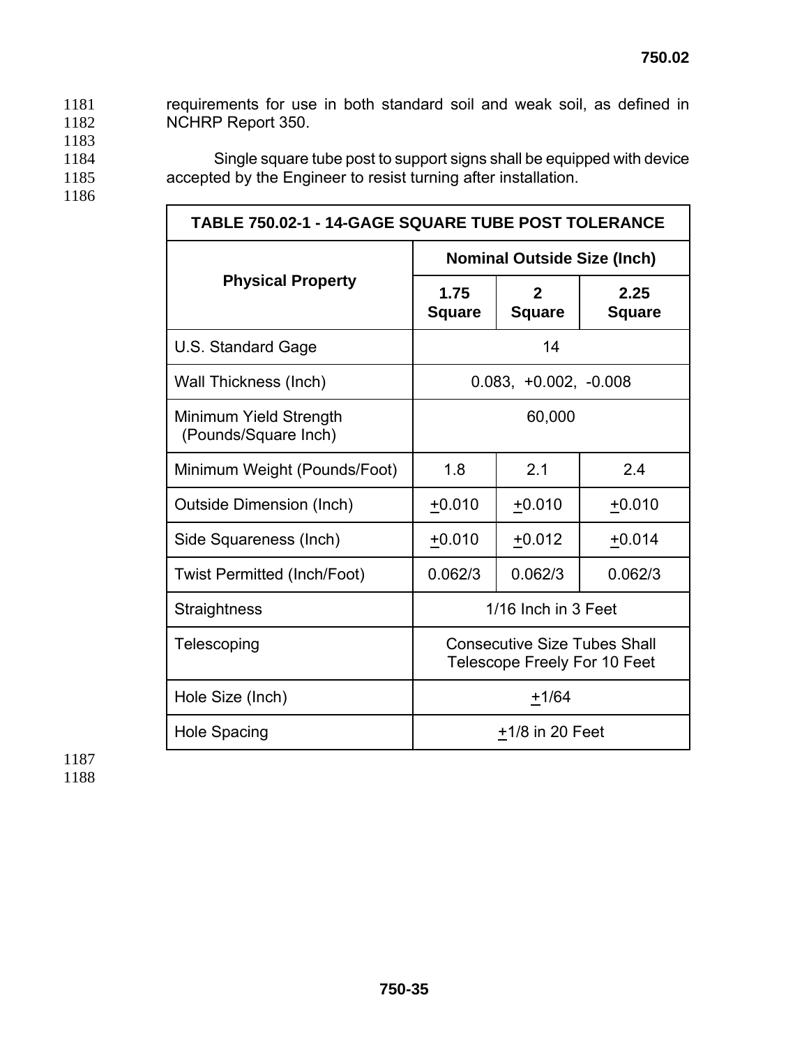requirements for use in both standard soil and weak soil, as defined in NCHRP Report 350.

Single square tube post to support signs shall be equipped with device accepted by the Engineer to resist turning after installation.

| TABLE 750.02-1 - 14-GAGE SQUARE TUBE POST TOLERANCE | | | |
|---|---|---|---|
| **Physical Property** | **Nominal Outside Size (Inch)** | | |
| | **1.75 Square** | **2 Square** | **2.25 Square** |
| U.S. Standard Gage | 14 | | |
| Wall Thickness (Inch) | 0.083, +0.002, -0.008 | | |
| Minimum Yield Strength (Pounds/Square Inch) | 60,000 | | |
| Minimum Weight (Pounds/Foot) | 1.8 | 2.1 | 2.4 |
| Outside Dimension (Inch) | ±0.010 | ±0.010 | ±0.010 |
| Side Squareness (Inch) | ±0.010 | ±0.012 | ±0.014 |
| Twist Permitted (Inch/Foot) | 0.062/3 | 0.062/3 | 0.062/3 |
| Straightness | 1/16 Inch in 3 Feet | | |
| Telescoping | Consecutive Size Tubes Shall Telescope Freely For 10 Feet | | |
| Hole Size (Inch) | ±1/64 | | |
| Hole Spacing | ±1/8 in 20 Feet | | |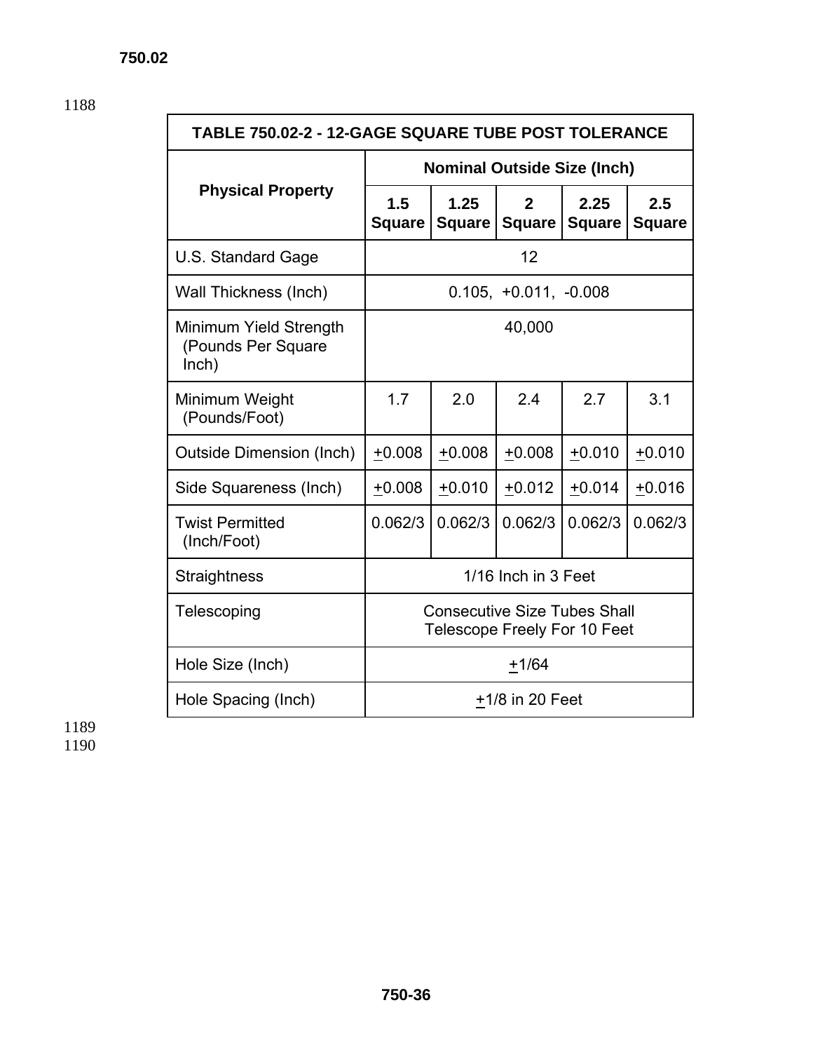**750.02**

| TABLE 750.02-2 - 12-GAGE SQUARE TUBE POST TOLERANCE | | | | | |
|---|---|---|---|---|---|
| Physical Property | Nominal Outside Size (Inch) | | | | |
| | 1.5 Square | 1.25 Square | 2 Square | 2.25 Square | 2.5 Square |
| U.S. Standard Gage | 12 | | | | |
| Wall Thickness (Inch) | 0.105, +0.011, -0.008 | | | | |
| Minimum Yield Strength (Pounds Per Square Inch) | 40,000 | | | | |
| Minimum Weight (Pounds/Foot) | 1.7 | 2.0 | 2.4 | 2.7 | 3.1 |
| Outside Dimension (Inch) | ±0.008 | ±0.008 | ±0.008 | ±0.010 | ±0.010 |
| Side Squareness (Inch) | ±0.008 | ±0.010 | ±0.012 | ±0.014 | ±0.016 |
| Twist Permitted (Inch/Foot) | 0.062/3 | 0.062/3 | 0.062/3 | 0.062/3 | 0.062/3 |
| Straightness | 1/16 Inch in 3 Feet | | | | |
| Telescoping | Consecutive Size Tubes Shall Telescope Freely For 10 Feet | | | | |
| Hole Size (Inch) | ±1/64 | | | | |
| Hole Spacing (Inch) | ±1/8 in 20 Feet | | | | |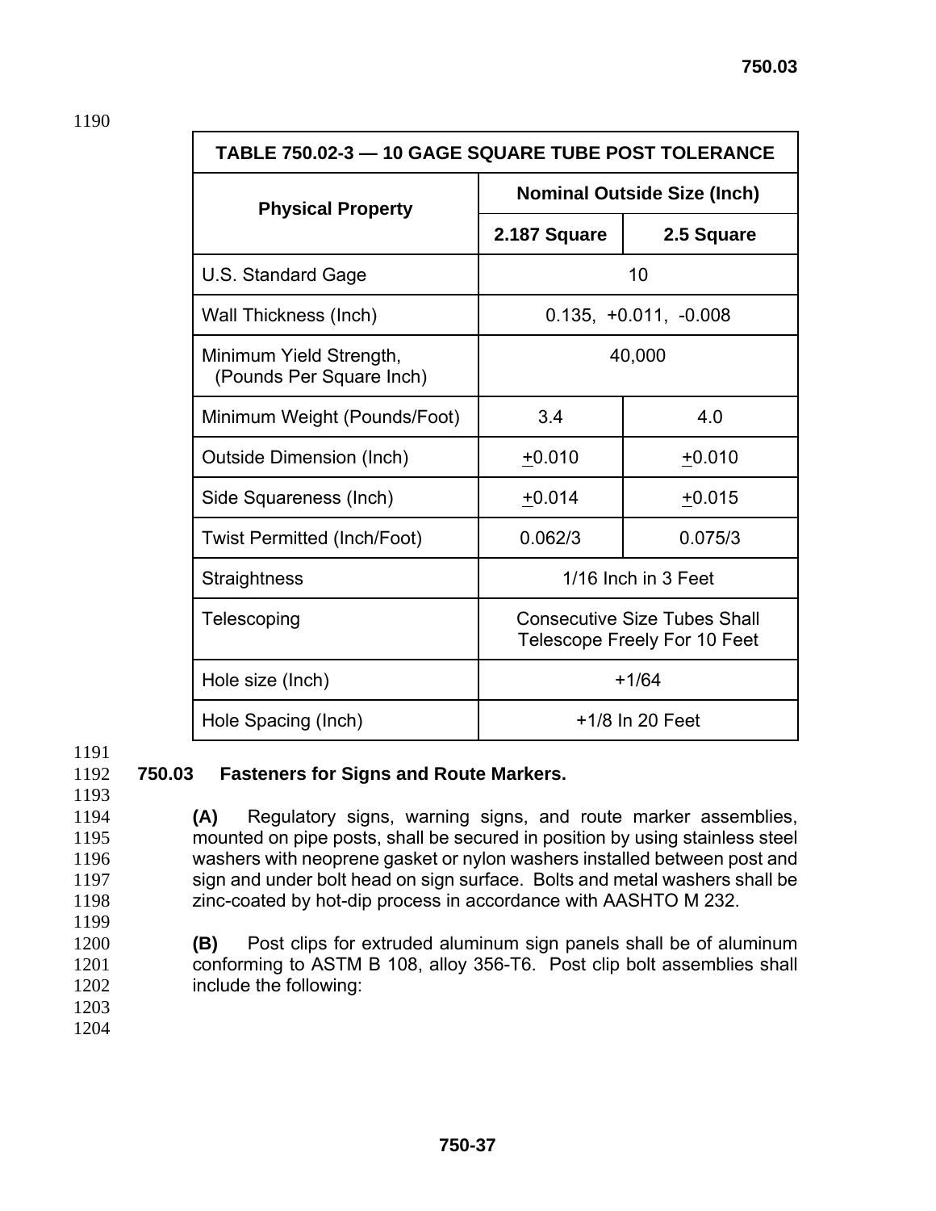| TABLE 750.02-3 — 10 GAGE SQUARE TUBE POST TOLERANCE | | |
|---|---|---|
| **Physical Property** | **Nominal Outside Size (Inch)** | |
| | **2.187 Square** | **2.5 Square** |
| U.S. Standard Gage | 10 | |
| Wall Thickness (Inch) | 0.135, +0.011, -0.008 | |
| Minimum Yield Strength, (Pounds Per Square Inch) | 40,000 | |
| Minimum Weight (Pounds/Foot) | 3.4 | 4.0 |
| Outside Dimension (Inch) | ±0.010 | ±0.010 |
| Side Squareness (Inch) | ±0.014 | ±0.015 |
| Twist Permitted (Inch/Foot) | 0.062/3 | 0.075/3 |
| Straightness | 1/16 Inch in 3 Feet | |
| Telescoping | Consecutive Size Tubes Shall Telescope Freely For 10 Feet | |
| Hole size (Inch) | +1/64 | |
| Hole Spacing (Inch) | +1/8 In 20 Feet | |

## 750.03 Fasteners for Signs and Route Markers.

**(A)** Regulatory signs, warning signs, and route marker assemblies, mounted on pipe posts, shall be secured in position by using stainless steel washers with neoprene gasket or nylon washers installed between post and sign and under bolt head on sign surface. Bolts and metal washers shall be zinc-coated by hot-dip process in accordance with AASHTO M 232.

**(B)** Post clips for extruded aluminum sign panels shall be of aluminum conforming to ASTM B 108, alloy 356-T6. Post clip bolt assemblies shall include the following: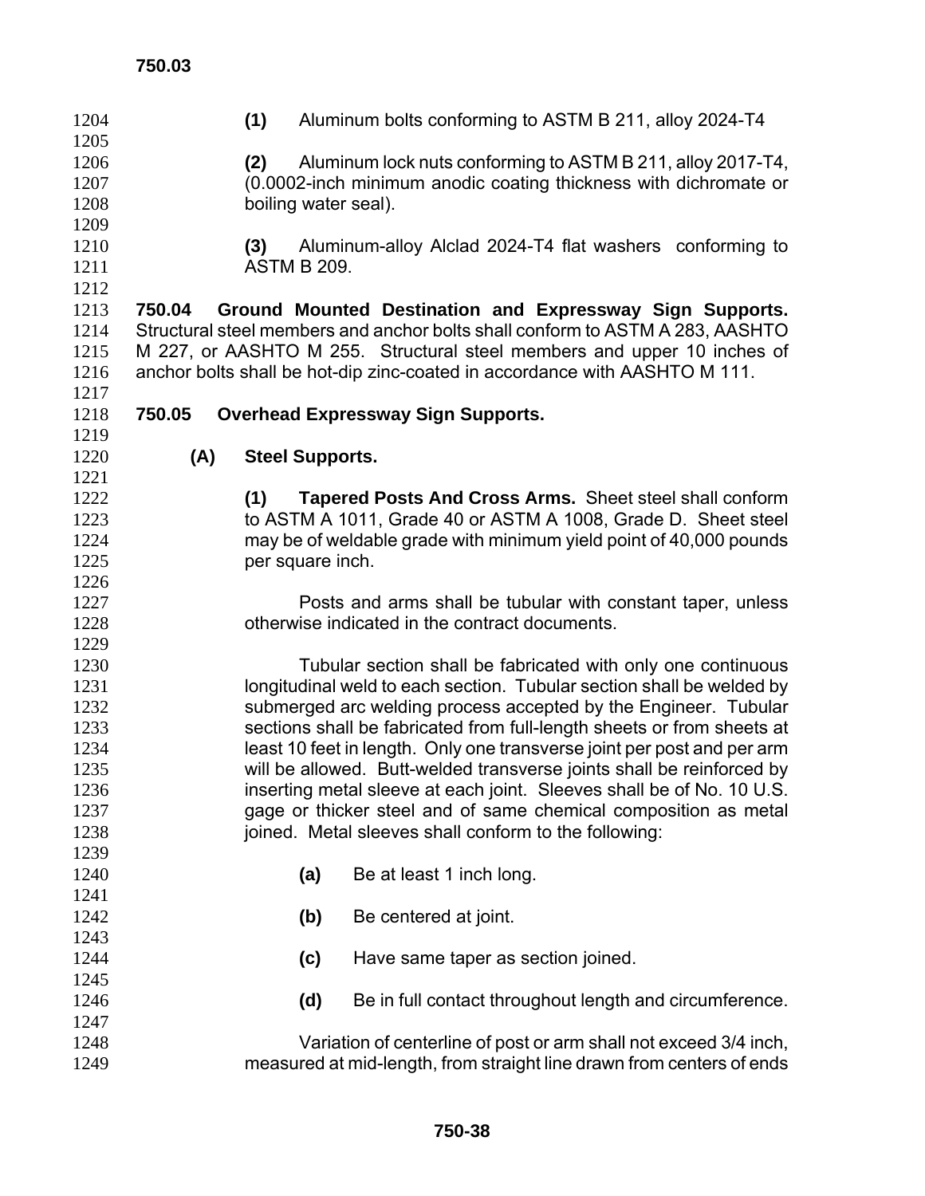**(1)** Aluminum bolts conforming to ASTM B 211, alloy 2024-T4

**(2)** Aluminum lock nuts conforming to ASTM B 211, alloy 2017-T4, (0.0002-inch minimum anodic coating thickness with dichromate or boiling water seal).

**(3)** Aluminum-alloy Alclad 2024-T4 flat washers conforming to ASTM B 209.

**750.04 Ground Mounted Destination and Expressway Sign Supports.** Structural steel members and anchor bolts shall conform to ASTM A 283, AASHTO M 227, or AASHTO M 255. Structural steel members and upper 10 inches of anchor bolts shall be hot-dip zinc-coated in accordance with AASHTO M 111.

**750.05 Overhead Expressway Sign Supports.**

**(A) Steel Supports.**

**(1) Tapered Posts And Cross Arms.** Sheet steel shall conform to ASTM A 1011, Grade 40 or ASTM A 1008, Grade D. Sheet steel may be of weldable grade with minimum yield point of 40,000 pounds per square inch.

Posts and arms shall be tubular with constant taper, unless otherwise indicated in the contract documents.

Tubular section shall be fabricated with only one continuous longitudinal weld to each section. Tubular section shall be welded by submerged arc welding process accepted by the Engineer. Tubular sections shall be fabricated from full-length sheets or from sheets at least 10 feet in length. Only one transverse joint per post and per arm will be allowed. Butt-welded transverse joints shall be reinforced by inserting metal sleeve at each joint. Sleeves shall be of No. 10 U.S. gage or thicker steel and of same chemical composition as metal joined. Metal sleeves shall conform to the following:

**(a)** Be at least 1 inch long.

**(b)** Be centered at joint.

**(c)** Have same taper as section joined.

**(d)** Be in full contact throughout length and circumference.

Variation of centerline of post or arm shall not exceed 3/4 inch, measured at mid-length, from straight line drawn from centers of ends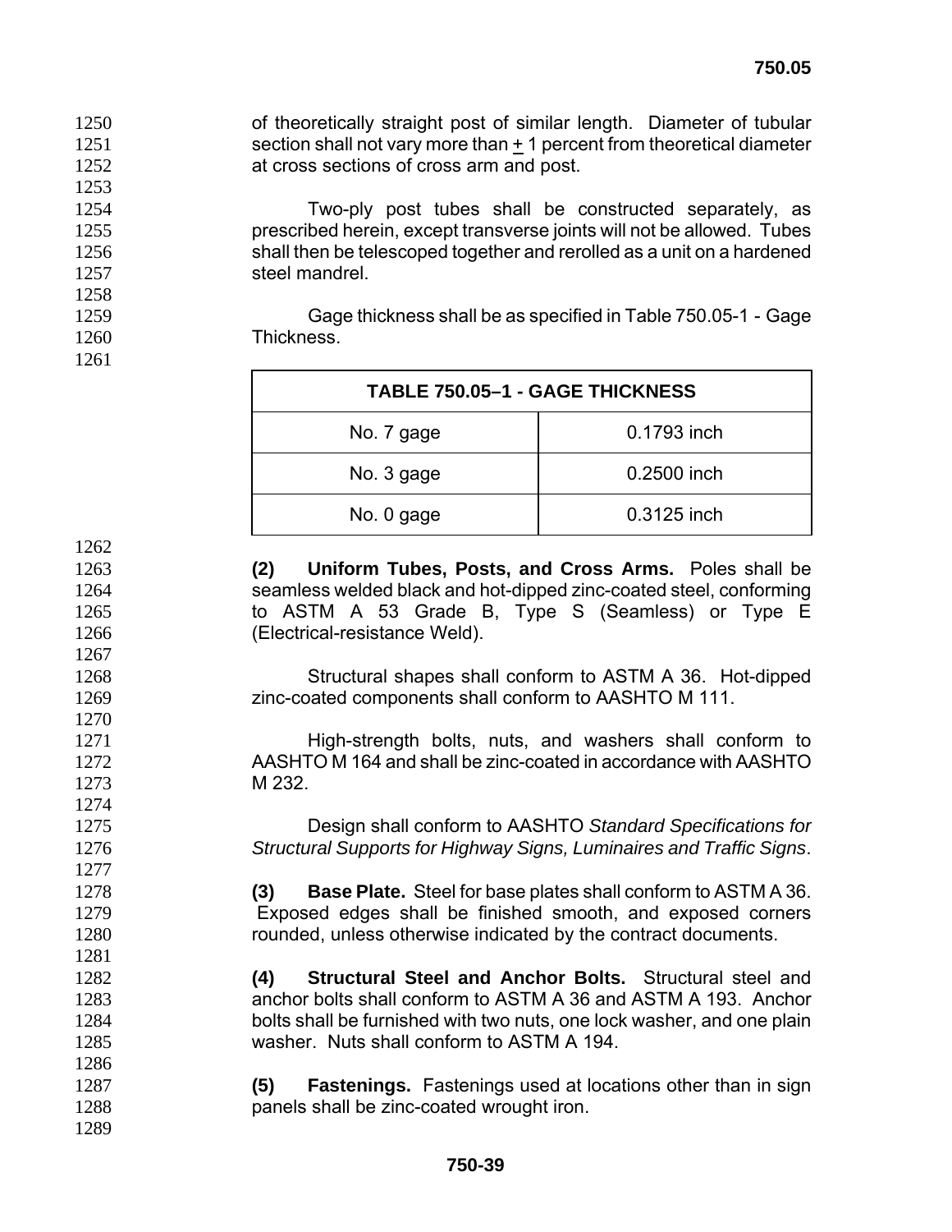of theoretically straight post of similar length. Diameter of tubular section shall not vary more than ± 1 percent from theoretical diameter at cross sections of cross arm and post.

Two-ply post tubes shall be constructed separately, as prescribed herein, except transverse joints will not be allowed. Tubes shall then be telescoped together and rerolled as a unit on a hardened steel mandrel.

Gage thickness shall be as specified in Table 750.05-1 - Gage Thickness.

| TABLE 750.05–1 - GAGE THICKNESS | |
|---|---|
| No. 7 gage | 0.1793 inch |
| No. 3 gage | 0.2500 inch |
| No. 0 gage | 0.3125 inch |

**(2) Uniform Tubes, Posts, and Cross Arms.** Poles shall be seamless welded black and hot-dipped zinc-coated steel, conforming to ASTM A 53 Grade B, Type S (Seamless) or Type E (Electrical-resistance Weld).

Structural shapes shall conform to ASTM A 36. Hot-dipped zinc-coated components shall conform to AASHTO M 111.

High-strength bolts, nuts, and washers shall conform to AASHTO M 164 and shall be zinc-coated in accordance with AASHTO M 232.

Design shall conform to AASHTO *Standard Specifications for Structural Supports for Highway Signs, Luminaires and Traffic Signs*.

**(3) Base Plate.** Steel for base plates shall conform to ASTM A 36. Exposed edges shall be finished smooth, and exposed corners rounded, unless otherwise indicated by the contract documents.

**(4) Structural Steel and Anchor Bolts.** Structural steel and anchor bolts shall conform to ASTM A 36 and ASTM A 193. Anchor bolts shall be furnished with two nuts, one lock washer, and one plain washer. Nuts shall conform to ASTM A 194.

**(5) Fastenings.** Fastenings used at locations other than in sign panels shall be zinc-coated wrought iron.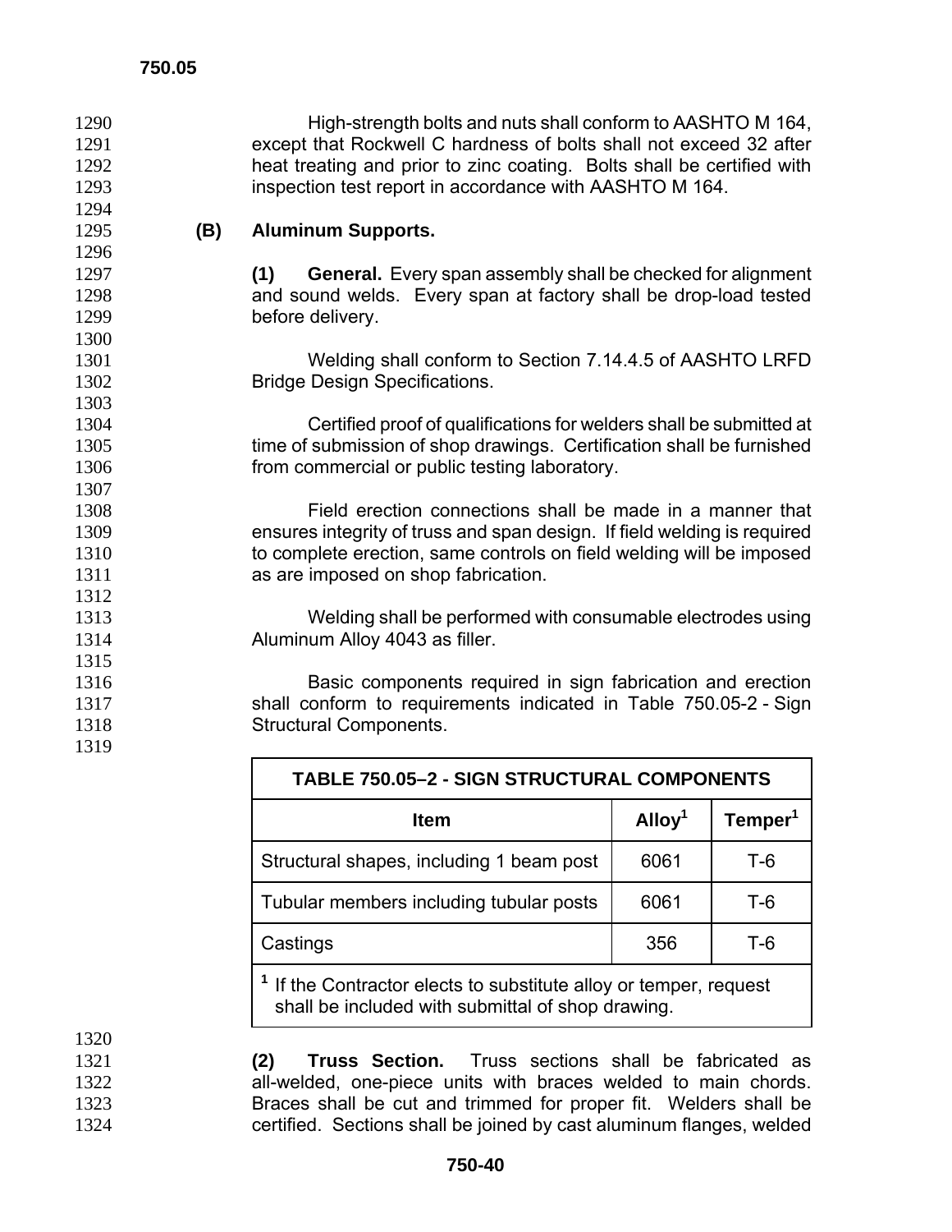High-strength bolts and nuts shall conform to AASHTO M 164, except that Rockwell C hardness of bolts shall not exceed 32 after heat treating and prior to zinc coating. Bolts shall be certified with inspection test report in accordance with AASHTO M 164.

**(B) Aluminum Supports.**

**(1) General.** Every span assembly shall be checked for alignment and sound welds. Every span at factory shall be drop-load tested before delivery.

Welding shall conform to Section 7.14.4.5 of AASHTO LRFD Bridge Design Specifications.

Certified proof of qualifications for welders shall be submitted at time of submission of shop drawings. Certification shall be furnished from commercial or public testing laboratory.

Field erection connections shall be made in a manner that ensures integrity of truss and span design. If field welding is required to complete erection, same controls on field welding will be imposed as are imposed on shop fabrication.

Welding shall be performed with consumable electrodes using Aluminum Alloy 4043 as filler.

Basic components required in sign fabrication and erection shall conform to requirements indicated in Table 750.05-2 - Sign Structural Components.

**TABLE 750.05–2 - SIGN STRUCTURAL COMPONENTS**

| Item | Alloy[1] | Temper[1] |
|---|---|---|
| Structural shapes, including 1 beam post | 6061 | T-6 |
| Tubular members including tubular posts | 6061 | T-6 |
| Castings | 356 | T-6 |

[1] If the Contractor elects to substitute alloy or temper, request shall be included with submittal of shop drawing.

**(2) Truss Section.** Truss sections shall be fabricated as all-welded, one-piece units with braces welded to main chords. Braces shall be cut and trimmed for proper fit. Welders shall be certified. Sections shall be joined by cast aluminum flanges, welded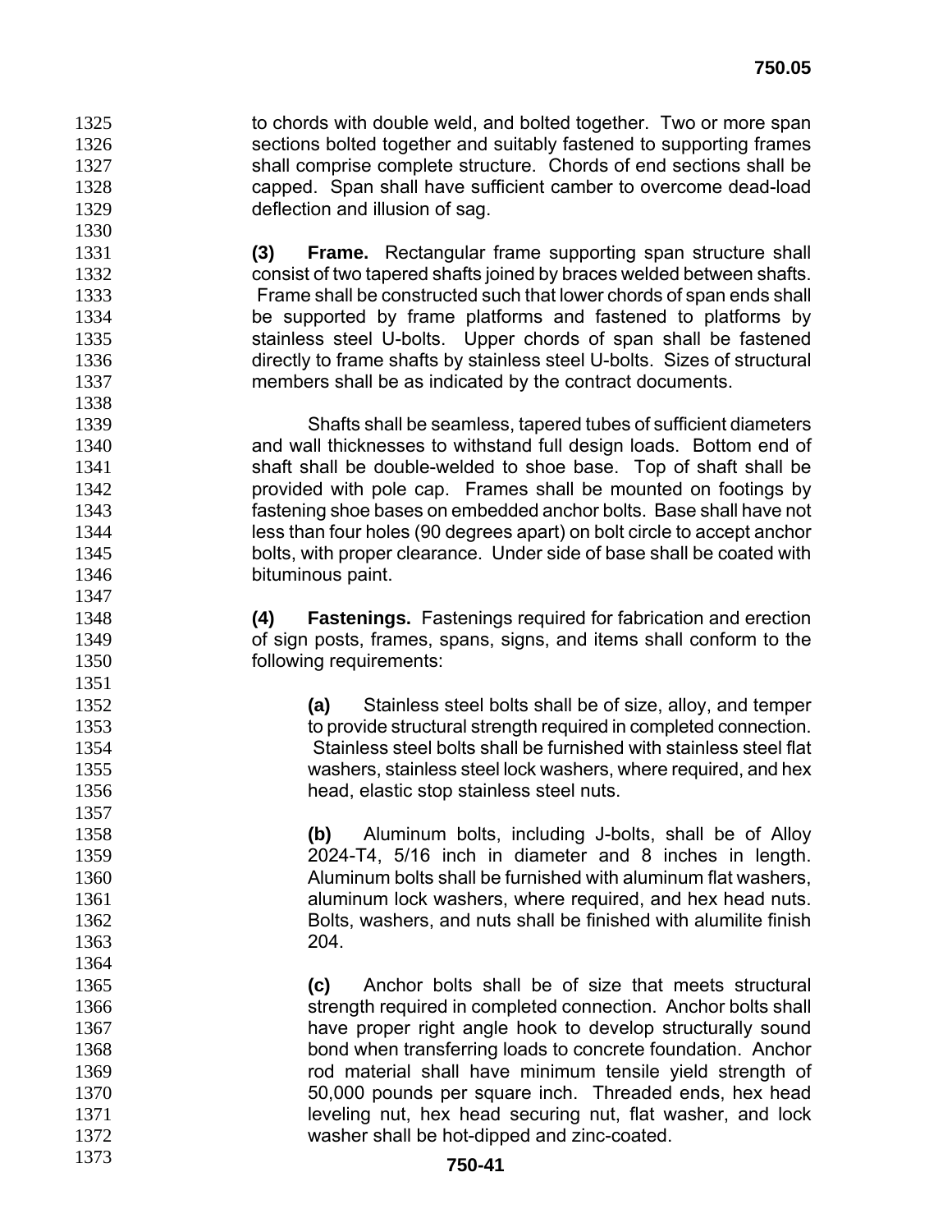to chords with double weld, and bolted together. Two or more span sections bolted together and suitably fastened to supporting frames shall comprise complete structure. Chords of end sections shall be capped. Span shall have sufficient camber to overcome dead-load deflection and illusion of sag.

**(3) Frame.** Rectangular frame supporting span structure shall consist of two tapered shafts joined by braces welded between shafts. Frame shall be constructed such that lower chords of span ends shall be supported by frame platforms and fastened to platforms by stainless steel U-bolts. Upper chords of span shall be fastened directly to frame shafts by stainless steel U-bolts. Sizes of structural members shall be as indicated by the contract documents.

Shafts shall be seamless, tapered tubes of sufficient diameters and wall thicknesses to withstand full design loads. Bottom end of shaft shall be double-welded to shoe base. Top of shaft shall be provided with pole cap. Frames shall be mounted on footings by fastening shoe bases on embedded anchor bolts. Base shall have not less than four holes (90 degrees apart) on bolt circle to accept anchor bolts, with proper clearance. Under side of base shall be coated with bituminous paint.

**(4) Fastenings.** Fastenings required for fabrication and erection of sign posts, frames, spans, signs, and items shall conform to the following requirements:

**(a)** Stainless steel bolts shall be of size, alloy, and temper to provide structural strength required in completed connection. Stainless steel bolts shall be furnished with stainless steel flat washers, stainless steel lock washers, where required, and hex head, elastic stop stainless steel nuts.

**(b)** Aluminum bolts, including J-bolts, shall be of Alloy 2024-T4, 5/16 inch in diameter and 8 inches in length. Aluminum bolts shall be furnished with aluminum flat washers, aluminum lock washers, where required, and hex head nuts. Bolts, washers, and nuts shall be finished with alumilite finish 204.

**(c)** Anchor bolts shall be of size that meets structural strength required in completed connection. Anchor bolts shall have proper right angle hook to develop structurally sound bond when transferring loads to concrete foundation. Anchor rod material shall have minimum tensile yield strength of 50,000 pounds per square inch. Threaded ends, hex head leveling nut, hex head securing nut, flat washer, and lock washer shall be hot-dipped and zinc-coated.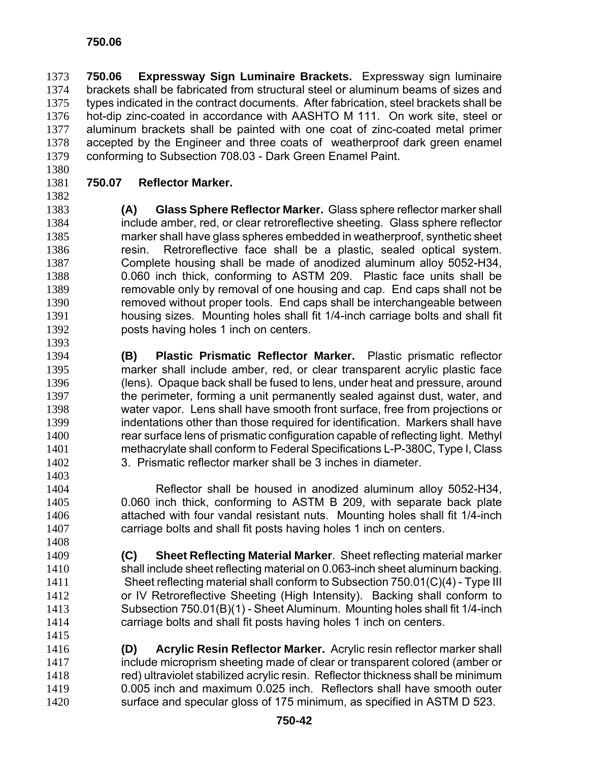**750.06 Expressway Sign Luminaire Brackets.** Expressway sign luminaire brackets shall be fabricated from structural steel or aluminum beams of sizes and types indicated in the contract documents. After fabrication, steel brackets shall be hot-dip zinc-coated in accordance with AASHTO M 111. On work site, steel or aluminum brackets shall be painted with one coat of zinc-coated metal primer accepted by the Engineer and three coats of weatherproof dark green enamel conforming to Subsection 708.03 - Dark Green Enamel Paint.

**750.07 Reflector Marker.**

**(A) Glass Sphere Reflector Marker.** Glass sphere reflector marker shall include amber, red, or clear retroreflective sheeting. Glass sphere reflector marker shall have glass spheres embedded in weatherproof, synthetic sheet resin. Retroreflective face shall be a plastic, sealed optical system. Complete housing shall be made of anodized aluminum alloy 5052-H34, 0.060 inch thick, conforming to ASTM 209. Plastic face units shall be removable only by removal of one housing and cap. End caps shall not be removed without proper tools. End caps shall be interchangeable between housing sizes. Mounting holes shall fit 1/4-inch carriage bolts and shall fit posts having holes 1 inch on centers.

**(B) Plastic Prismatic Reflector Marker.** Plastic prismatic reflector marker shall include amber, red, or clear transparent acrylic plastic face (lens). Opaque back shall be fused to lens, under heat and pressure, around the perimeter, forming a unit permanently sealed against dust, water, and water vapor. Lens shall have smooth front surface, free from projections or indentations other than those required for identification. Markers shall have rear surface lens of prismatic configuration capable of reflecting light. Methyl methacrylate shall conform to Federal Specifications L-P-380C, Type I, Class 3. Prismatic reflector marker shall be 3 inches in diameter.

Reflector shall be housed in anodized aluminum alloy 5052-H34, 0.060 inch thick, conforming to ASTM B 209, with separate back plate attached with four vandal resistant nuts. Mounting holes shall fit 1/4-inch carriage bolts and shall fit posts having holes 1 inch on centers.

**(C) Sheet Reflecting Material Marker**. Sheet reflecting material marker shall include sheet reflecting material on 0.063-inch sheet aluminum backing. Sheet reflecting material shall conform to Subsection 750.01(C)(4) - Type III or IV Retroreflective Sheeting (High Intensity). Backing shall conform to Subsection 750.01(B)(1) - Sheet Aluminum. Mounting holes shall fit 1/4-inch carriage bolts and shall fit posts having holes 1 inch on centers.

**(D) Acrylic Resin Reflector Marker.** Acrylic resin reflector marker shall include microprism sheeting made of clear or transparent colored (amber or red) ultraviolet stabilized acrylic resin. Reflector thickness shall be minimum 0.005 inch and maximum 0.025 inch. Reflectors shall have smooth outer surface and specular gloss of 175 minimum, as specified in ASTM D 523.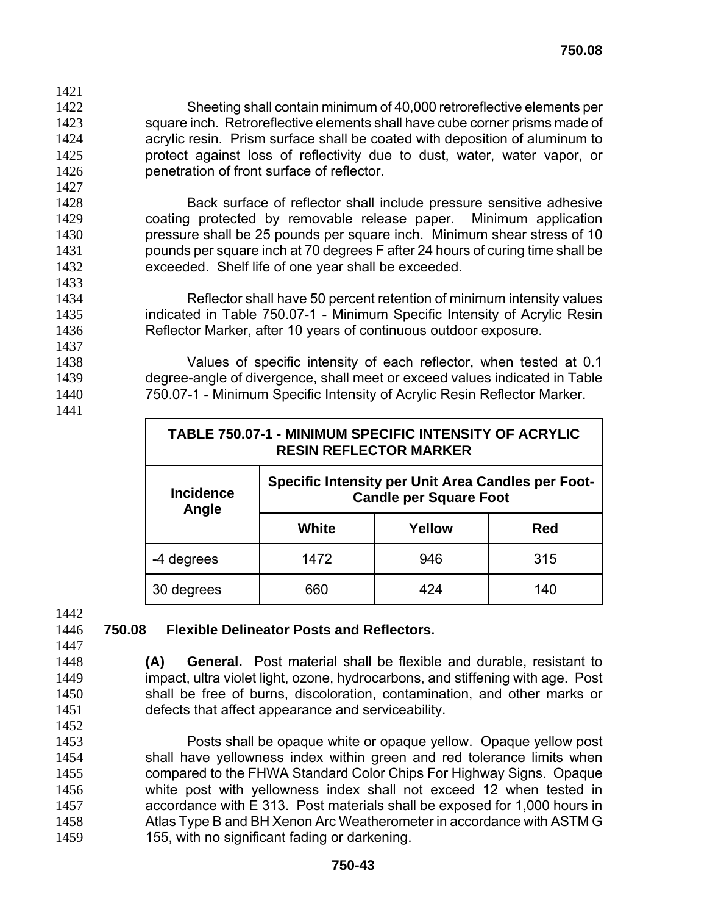Sheeting shall contain minimum of 40,000 retroreflective elements per square inch. Retroreflective elements shall have cube corner prisms made of acrylic resin. Prism surface shall be coated with deposition of aluminum to protect against loss of reflectivity due to dust, water, water vapor, or penetration of front surface of reflector.

Back surface of reflector shall include pressure sensitive adhesive coating protected by removable release paper. Minimum application pressure shall be 25 pounds per square inch. Minimum shear stress of 10 pounds per square inch at 70 degrees F after 24 hours of curing time shall be exceeded. Shelf life of one year shall be exceeded.

Reflector shall have 50 percent retention of minimum intensity values indicated in Table 750.07-1 - Minimum Specific Intensity of Acrylic Resin Reflector Marker, after 10 years of continuous outdoor exposure.

Values of specific intensity of each reflector, when tested at 0.1 degree-angle of divergence, shall meet or exceed values indicated in Table 750.07-1 - Minimum Specific Intensity of Acrylic Resin Reflector Marker.

**TABLE 750.07-1 - MINIMUM SPECIFIC INTENSITY OF ACRYLIC RESIN REFLECTOR MARKER**

| Incidence Angle | Specific Intensity per Unit Area Candles per Foot-Candle per Square Foot | | |
|---|---|---|---|
| | White | Yellow | Red |
| -4 degrees | 1472 | 946 | 315 |
| 30 degrees | 660 | 424 | 140 |

## 750.08 Flexible Delineator Posts and Reflectors.

**(A) General.** Post material shall be flexible and durable, resistant to impact, ultra violet light, ozone, hydrocarbons, and stiffening with age. Post shall be free of burns, discoloration, contamination, and other marks or defects that affect appearance and serviceability.

Posts shall be opaque white or opaque yellow. Opaque yellow post shall have yellowness index within green and red tolerance limits when compared to the FHWA Standard Color Chips For Highway Signs. Opaque white post with yellowness index shall not exceed 12 when tested in accordance with E 313. Post materials shall be exposed for 1,000 hours in Atlas Type B and BH Xenon Arc Weatherometer in accordance with ASTM G 155, with no significant fading or darkening.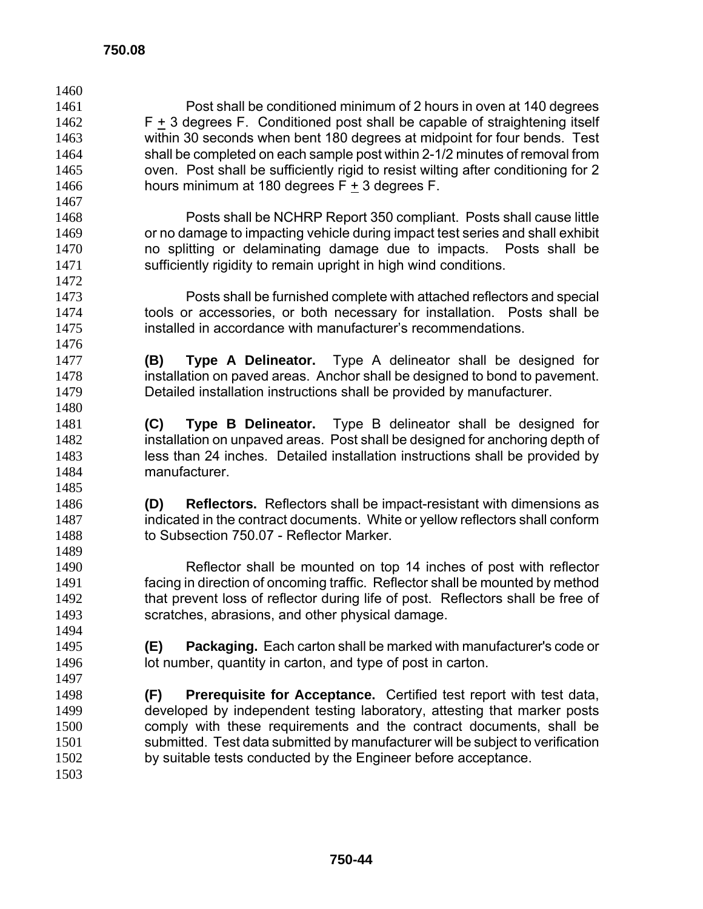Post shall be conditioned minimum of 2 hours in oven at 140 degrees F ± 3 degrees F. Conditioned post shall be capable of straightening itself within 30 seconds when bent 180 degrees at midpoint for four bends. Test shall be completed on each sample post within 2-1/2 minutes of removal from oven. Post shall be sufficiently rigid to resist wilting after conditioning for 2 hours minimum at 180 degrees F ± 3 degrees F.

Posts shall be NCHRP Report 350 compliant. Posts shall cause little or no damage to impacting vehicle during impact test series and shall exhibit no splitting or delaminating damage due to impacts. Posts shall be sufficiently rigidity to remain upright in high wind conditions.

Posts shall be furnished complete with attached reflectors and special tools or accessories, or both necessary for installation. Posts shall be installed in accordance with manufacturer's recommendations.

**(B) Type A Delineator.** Type A delineator shall be designed for installation on paved areas. Anchor shall be designed to bond to pavement. Detailed installation instructions shall be provided by manufacturer.

**(C) Type B Delineator.** Type B delineator shall be designed for installation on unpaved areas. Post shall be designed for anchoring depth of less than 24 inches. Detailed installation instructions shall be provided by manufacturer.

**(D) Reflectors.** Reflectors shall be impact-resistant with dimensions as indicated in the contract documents. White or yellow reflectors shall conform to Subsection 750.07 - Reflector Marker.

Reflector shall be mounted on top 14 inches of post with reflector facing in direction of oncoming traffic. Reflector shall be mounted by method that prevent loss of reflector during life of post. Reflectors shall be free of scratches, abrasions, and other physical damage.

**(E) Packaging.** Each carton shall be marked with manufacturer's code or lot number, quantity in carton, and type of post in carton.

**(F) Prerequisite for Acceptance.** Certified test report with test data, developed by independent testing laboratory, attesting that marker posts comply with these requirements and the contract documents, shall be submitted. Test data submitted by manufacturer will be subject to verification by suitable tests conducted by the Engineer before acceptance.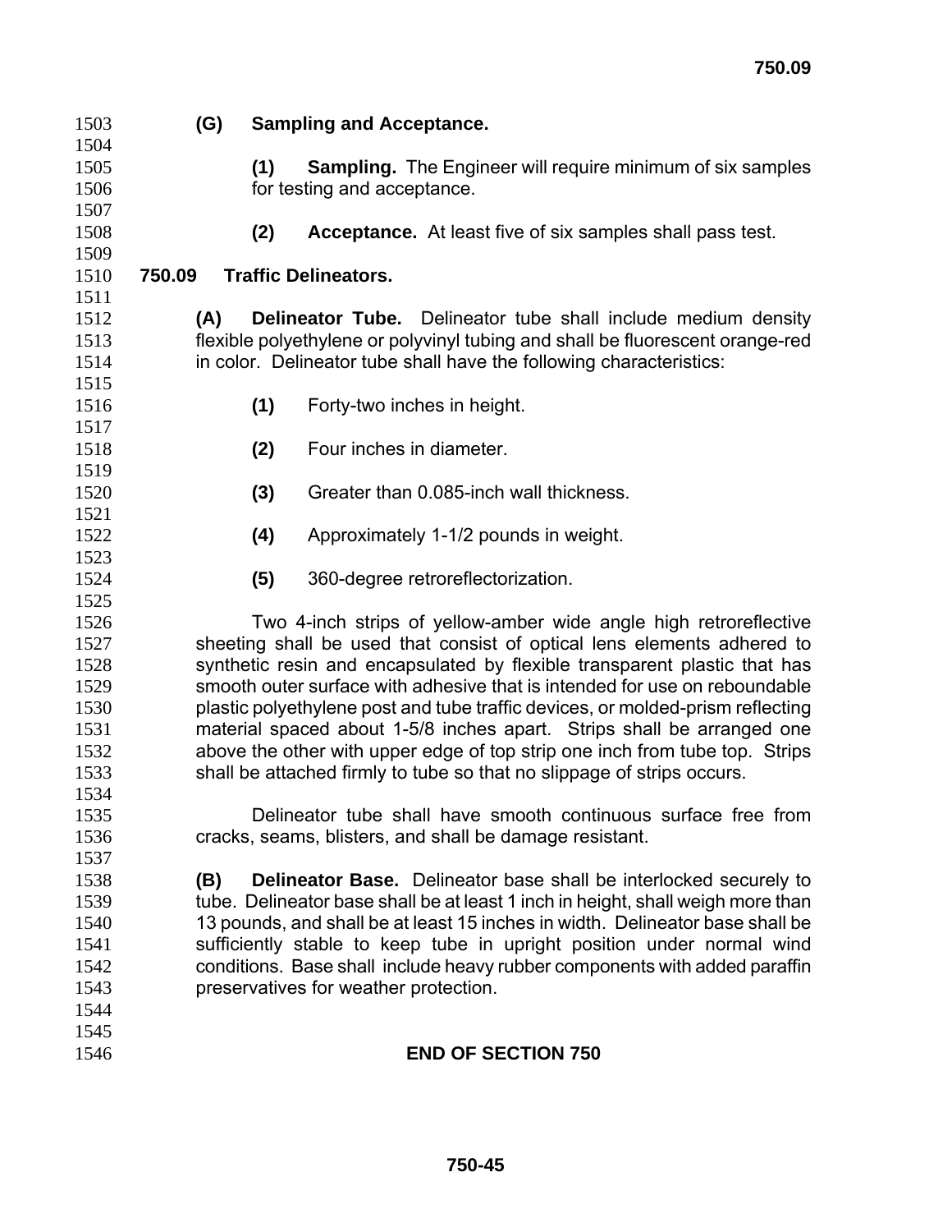**(G) Sampling and Acceptance.**

**(1) Sampling.** The Engineer will require minimum of six samples for testing and acceptance.

**(2) Acceptance.** At least five of six samples shall pass test.

## 750.09 Traffic Delineators.

**(A) Delineator Tube.** Delineator tube shall include medium density flexible polyethylene or polyvinyl tubing and shall be fluorescent orange-red in color. Delineator tube shall have the following characteristics:

**(1)** Forty-two inches in height.

**(2)** Four inches in diameter.

**(3)** Greater than 0.085-inch wall thickness.

**(4)** Approximately 1-1/2 pounds in weight.

**(5)** 360-degree retroreflectorization.

Two 4-inch strips of yellow-amber wide angle high retroreflective sheeting shall be used that consist of optical lens elements adhered to synthetic resin and encapsulated by flexible transparent plastic that has smooth outer surface with adhesive that is intended for use on reboundable plastic polyethylene post and tube traffic devices, or molded-prism reflecting material spaced about 1-5/8 inches apart. Strips shall be arranged one above the other with upper edge of top strip one inch from tube top. Strips shall be attached firmly to tube so that no slippage of strips occurs.

Delineator tube shall have smooth continuous surface free from cracks, seams, blisters, and shall be damage resistant.

**(B) Delineator Base.** Delineator base shall be interlocked securely to tube. Delineator base shall be at least 1 inch in height, shall weigh more than 13 pounds, and shall be at least 15 inches in width. Delineator base shall be sufficiently stable to keep tube in upright position under normal wind conditions. Base shall include heavy rubber components with added paraffin preservatives for weather protection.

**END OF SECTION 750**